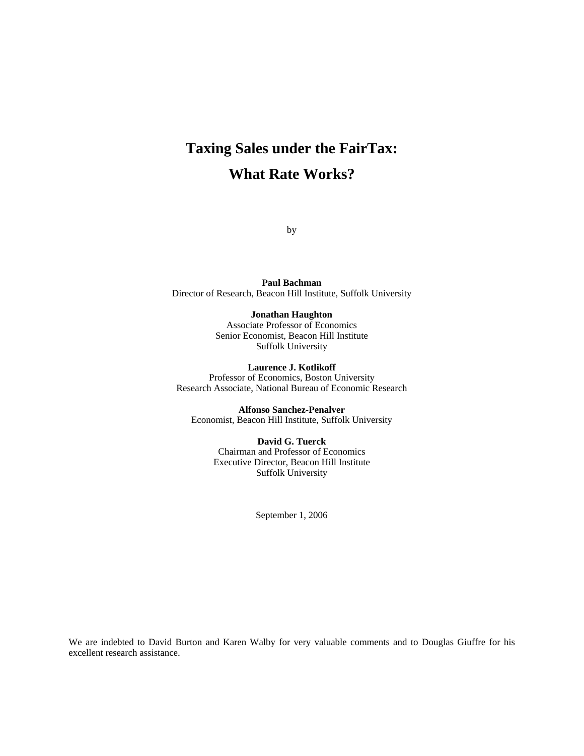# Taxing Sales under the FairTax: What Rate Works?

by

**Paul Bachman**
Director of Research, Beacon Hill Institute, Suffolk University

**Jonathan Haughton**
Associate Professor of Economics
Senior Economist, Beacon Hill Institute
Suffolk University

**Laurence J. Kotlikoff**
Professor of Economics, Boston University
Research Associate, National Bureau of Economic Research

**Alfonso Sanchez-Penalver**
Economist, Beacon Hill Institute, Suffolk University

**David G. Tuerck**
Chairman and Professor of Economics
Executive Director, Beacon Hill Institute
Suffolk University

September 1, 2006

We are indebted to David Burton and Karen Walby for very valuable comments and to Douglas Giuffre for his excellent research assistance.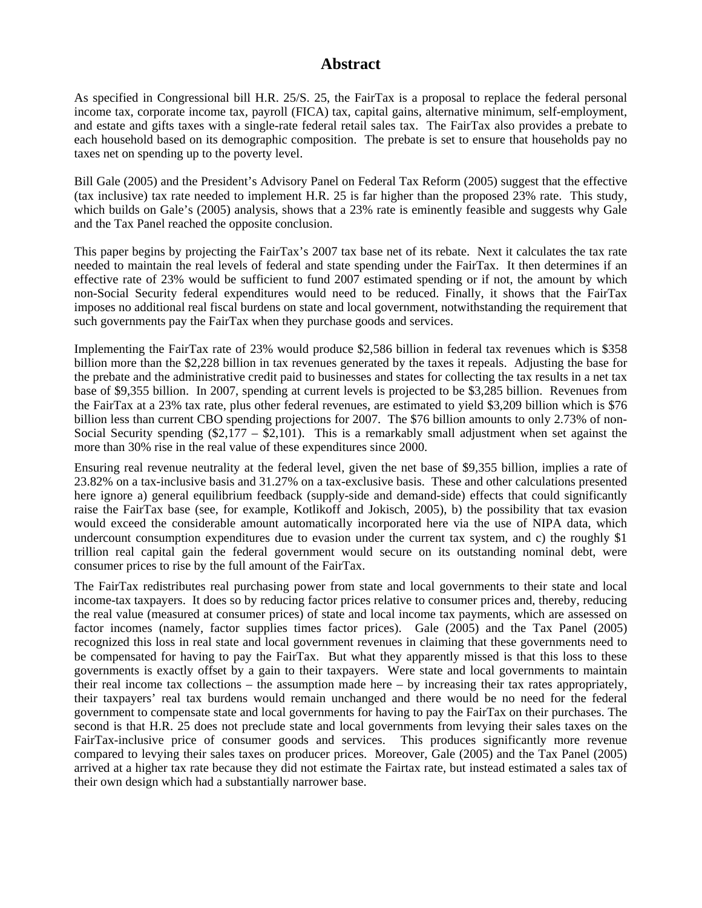# Abstract

As specified in Congressional bill H.R. 25/S. 25, the FairTax is a proposal to replace the federal personal income tax, corporate income tax, payroll (FICA) tax, capital gains, alternative minimum, self-employment, and estate and gifts taxes with a single-rate federal retail sales tax. The FairTax also provides a prebate to each household based on its demographic composition. The prebate is set to ensure that households pay no taxes net on spending up to the poverty level.

Bill Gale (2005) and the President's Advisory Panel on Federal Tax Reform (2005) suggest that the effective (tax inclusive) tax rate needed to implement H.R. 25 is far higher than the proposed 23% rate. This study, which builds on Gale's (2005) analysis, shows that a 23% rate is eminently feasible and suggests why Gale and the Tax Panel reached the opposite conclusion.

This paper begins by projecting the FairTax's 2007 tax base net of its rebate. Next it calculates the tax rate needed to maintain the real levels of federal and state spending under the FairTax. It then determines if an effective rate of 23% would be sufficient to fund 2007 estimated spending or if not, the amount by which non-Social Security federal expenditures would need to be reduced. Finally, it shows that the FairTax imposes no additional real fiscal burdens on state and local government, notwithstanding the requirement that such governments pay the FairTax when they purchase goods and services.

Implementing the FairTax rate of 23% would produce $2,586 billion in federal tax revenues which is $358 billion more than the $2,228 billion in tax revenues generated by the taxes it repeals. Adjusting the base for the prebate and the administrative credit paid to businesses and states for collecting the tax results in a net tax base of $9,355 billion. In 2007, spending at current levels is projected to be $3,285 billion. Revenues from the FairTax at a 23% tax rate, plus other federal revenues, are estimated to yield $3,209 billion which is $76 billion less than current CBO spending projections for 2007. The $76 billion amounts to only 2.73% of non-Social Security spending ($2,177 – $2,101). This is a remarkably small adjustment when set against the more than 30% rise in the real value of these expenditures since 2000.

Ensuring real revenue neutrality at the federal level, given the net base of $9,355 billion, implies a rate of 23.82% on a tax-inclusive basis and 31.27% on a tax-exclusive basis. These and other calculations presented here ignore a) general equilibrium feedback (supply-side and demand-side) effects that could significantly raise the FairTax base (see, for example, Kotlikoff and Jokisch, 2005), b) the possibility that tax evasion would exceed the considerable amount automatically incorporated here via the use of NIPA data, which undercount consumption expenditures due to evasion under the current tax system, and c) the roughly $1 trillion real capital gain the federal government would secure on its outstanding nominal debt, were consumer prices to rise by the full amount of the FairTax.

The FairTax redistributes real purchasing power from state and local governments to their state and local income-tax taxpayers. It does so by reducing factor prices relative to consumer prices and, thereby, reducing the real value (measured at consumer prices) of state and local income tax payments, which are assessed on factor incomes (namely, factor supplies times factor prices). Gale (2005) and the Tax Panel (2005) recognized this loss in real state and local government revenues in claiming that these governments need to be compensated for having to pay the FairTax. But what they apparently missed is that this loss to these governments is exactly offset by a gain to their taxpayers. Were state and local governments to maintain their real income tax collections – the assumption made here – by increasing their tax rates appropriately, their taxpayers' real tax burdens would remain unchanged and there would be no need for the federal government to compensate state and local governments for having to pay the FairTax on their purchases. The second is that H.R. 25 does not preclude state and local governments from levying their sales taxes on the FairTax-inclusive price of consumer goods and services. This produces significantly more revenue compared to levying their sales taxes on producer prices. Moreover, Gale (2005) and the Tax Panel (2005) arrived at a higher tax rate because they did not estimate the Fairtax rate, but instead estimated a sales tax of their own design which had a substantially narrower base.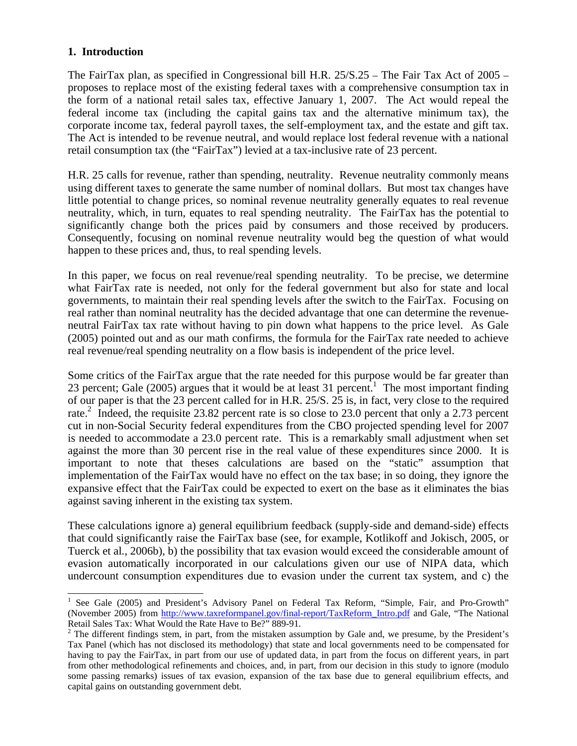## 1. Introduction

The FairTax plan, as specified in Congressional bill H.R. 25/S.25 – The Fair Tax Act of 2005 – proposes to replace most of the existing federal taxes with a comprehensive consumption tax in the form of a national retail sales tax, effective January 1, 2007. The Act would repeal the federal income tax (including the capital gains tax and the alternative minimum tax), the corporate income tax, federal payroll taxes, the self-employment tax, and the estate and gift tax. The Act is intended to be revenue neutral, and would replace lost federal revenue with a national retail consumption tax (the "FairTax") levied at a tax-inclusive rate of 23 percent.

H.R. 25 calls for revenue, rather than spending, neutrality. Revenue neutrality commonly means using different taxes to generate the same number of nominal dollars. But most tax changes have little potential to change prices, so nominal revenue neutrality generally equates to real revenue neutrality, which, in turn, equates to real spending neutrality. The FairTax has the potential to significantly change both the prices paid by consumers and those received by producers. Consequently, focusing on nominal revenue neutrality would beg the question of what would happen to these prices and, thus, to real spending levels.

In this paper, we focus on real revenue/real spending neutrality. To be precise, we determine what FairTax rate is needed, not only for the federal government but also for state and local governments, to maintain their real spending levels after the switch to the FairTax. Focusing on real rather than nominal neutrality has the decided advantage that one can determine the revenue-neutral FairTax tax rate without having to pin down what happens to the price level. As Gale (2005) pointed out and as our math confirms, the formula for the FairTax rate needed to achieve real revenue/real spending neutrality on a flow basis is independent of the price level.

Some critics of the FairTax argue that the rate needed for this purpose would be far greater than 23 percent; Gale (2005) argues that it would be at least 31 percent.[1] The most important finding of our paper is that the 23 percent called for in H.R. 25/S. 25 is, in fact, very close to the required rate.[2] Indeed, the requisite 23.82 percent rate is so close to 23.0 percent that only a 2.73 percent cut in non-Social Security federal expenditures from the CBO projected spending level for 2007 is needed to accommodate a 23.0 percent rate. This is a remarkably small adjustment when set against the more than 30 percent rise in the real value of these expenditures since 2000. It is important to note that theses calculations are based on the "static" assumption that implementation of the FairTax would have no effect on the tax base; in so doing, they ignore the expansive effect that the FairTax could be expected to exert on the base as it eliminates the bias against saving inherent in the existing tax system.

These calculations ignore a) general equilibrium feedback (supply-side and demand-side) effects that could significantly raise the FairTax base (see, for example, Kotlikoff and Jokisch, 2005, or Tuerck et al., 2006b), b) the possibility that tax evasion would exceed the considerable amount of evasion automatically incorporated in our calculations given our use of NIPA data, which undercount consumption expenditures due to evasion under the current tax system, and c) the

---

[1] See Gale (2005) and President's Advisory Panel on Federal Tax Reform, "Simple, Fair, and Pro-Growth" (November 2005) from http://www.taxreformpanel.gov/final-report/TaxReform_Intro.pdf and Gale, "The National Retail Sales Tax: What Would the Rate Have to Be?" 889-91.

[2] The different findings stem, in part, from the mistaken assumption by Gale and, we presume, by the President's Tax Panel (which has not disclosed its methodology) that state and local governments need to be compensated for having to pay the FairTax, in part from our use of updated data, in part from the focus on different years, in part from other methodological refinements and choices, and, in part, from our decision in this study to ignore (modulo some passing remarks) issues of tax evasion, expansion of the tax base due to general equilibrium effects, and capital gains on outstanding government debt.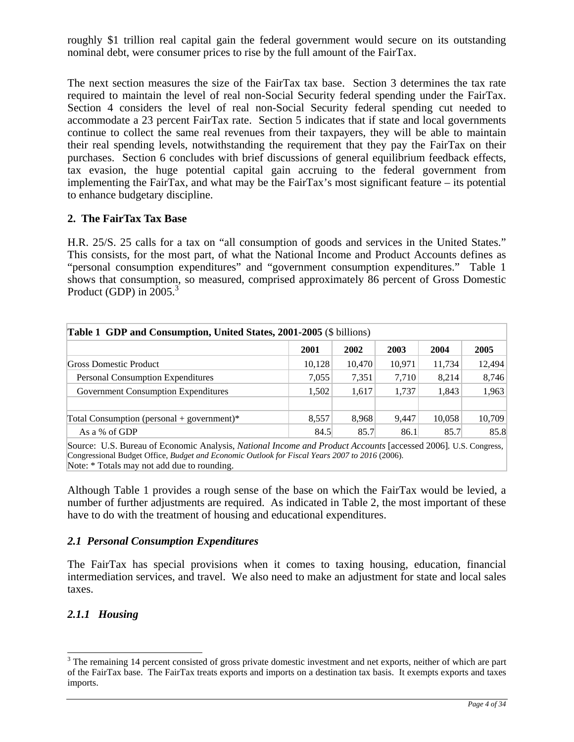roughly $1 trillion real capital gain the federal government would secure on its outstanding nominal debt, were consumer prices to rise by the full amount of the FairTax.

The next section measures the size of the FairTax tax base. Section 3 determines the tax rate required to maintain the level of real non-Social Security federal spending under the FairTax. Section 4 considers the level of real non-Social Security federal spending cut needed to accommodate a 23 percent FairTax rate. Section 5 indicates that if state and local governments continue to collect the same real revenues from their taxpayers, they will be able to maintain their real spending levels, notwithstanding the requirement that they pay the FairTax on their purchases. Section 6 concludes with brief discussions of general equilibrium feedback effects, tax evasion, the huge potential capital gain accruing to the federal government from implementing the FairTax, and what may be the FairTax's most significant feature – its potential to enhance budgetary discipline.

## 2. The FairTax Tax Base

H.R. 25/S. 25 calls for a tax on "all consumption of goods and services in the United States." This consists, for the most part, of what the National Income and Product Accounts defines as "personal consumption expenditures" and "government consumption expenditures." Table 1 shows that consumption, so measured, comprised approximately 86 percent of Gross Domestic Product (GDP) in 2005.[3]

**Table 1 GDP and Consumption, United States, 2001-2005** ($ billions)

| | 2001 | 2002 | 2003 | 2004 | 2005 |
|---|---|---|---|---|---|
| Gross Domestic Product | 10,128 | 10,470 | 10,971 | 11,734 | 12,494 |
| Personal Consumption Expenditures | 7,055 | 7,351 | 7,710 | 8,214 | 8,746 |
| Government Consumption Expenditures | 1,502 | 1,617 | 1,737 | 1,843 | 1,963 |
| | | | | | |
| Total Consumption (personal + government)* | 8,557 | 8,968 | 9,447 | 10,058 | 10,709 |
| As a % of GDP | 84.5 | 85.7 | 86.1 | 85.7 | 85.8 |

Source: U.S. Bureau of Economic Analysis, *National Income and Product Accounts* [accessed 2006]. U.S. Congress, Congressional Budget Office, *Budget and Economic Outlook for Fiscal Years 2007 to 2016* (2006).
Note: * Totals may not add due to rounding.

Although Table 1 provides a rough sense of the base on which the FairTax would be levied, a number of further adjustments are required. As indicated in Table 2, the most important of these have to do with the treatment of housing and educational expenditures.

### *2.1 Personal Consumption Expenditures*

The FairTax has special provisions when it comes to taxing housing, education, financial intermediation services, and travel. We also need to make an adjustment for state and local sales taxes.

#### *2.1.1 Housing*

[3] The remaining 14 percent consisted of gross private domestic investment and net exports, neither of which are part of the FairTax base. The FairTax treats exports and imports on a destination tax basis. It exempts exports and taxes imports.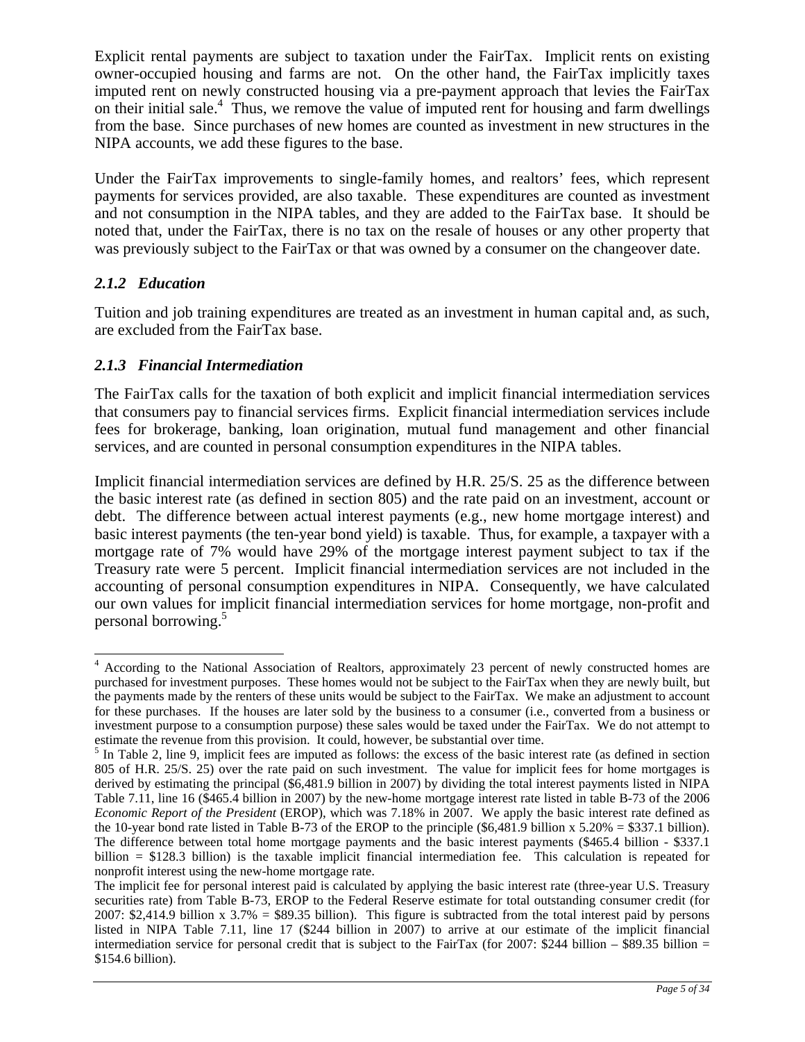Explicit rental payments are subject to taxation under the FairTax. Implicit rents on existing owner-occupied housing and farms are not. On the other hand, the FairTax implicitly taxes imputed rent on newly constructed housing via a pre-payment approach that levies the FairTax on their initial sale.[4] Thus, we remove the value of imputed rent for housing and farm dwellings from the base. Since purchases of new homes are counted as investment in new structures in the NIPA accounts, we add these figures to the base.

Under the FairTax improvements to single-family homes, and realtors' fees, which represent payments for services provided, are also taxable. These expenditures are counted as investment and not consumption in the NIPA tables, and they are added to the FairTax base. It should be noted that, under the FairTax, there is no tax on the resale of houses or any other property that was previously subject to the FairTax or that was owned by a consumer on the changeover date.

### *2.1.2 Education*

Tuition and job training expenditures are treated as an investment in human capital and, as such, are excluded from the FairTax base.

### *2.1.3 Financial Intermediation*

The FairTax calls for the taxation of both explicit and implicit financial intermediation services that consumers pay to financial services firms. Explicit financial intermediation services include fees for brokerage, banking, loan origination, mutual fund management and other financial services, and are counted in personal consumption expenditures in the NIPA tables.

Implicit financial intermediation services are defined by H.R. 25/S. 25 as the difference between the basic interest rate (as defined in section 805) and the rate paid on an investment, account or debt. The difference between actual interest payments (e.g., new home mortgage interest) and basic interest payments (the ten-year bond yield) is taxable. Thus, for example, a taxpayer with a mortgage rate of 7% would have 29% of the mortgage interest payment subject to tax if the Treasury rate were 5 percent. Implicit financial intermediation services are not included in the accounting of personal consumption expenditures in NIPA. Consequently, we have calculated our own values for implicit financial intermediation services for home mortgage, non-profit and personal borrowing.[5]

---

[4] According to the National Association of Realtors, approximately 23 percent of newly constructed homes are purchased for investment purposes. These homes would not be subject to the FairTax when they are newly built, but the payments made by the renters of these units would be subject to the FairTax. We make an adjustment to account for these purchases. If the houses are later sold by the business to a consumer (i.e., converted from a business or investment purpose to a consumption purpose) these sales would be taxed under the FairTax. We do not attempt to estimate the revenue from this provision. It could, however, be substantial over time.

[5] In Table 2, line 9, implicit fees are imputed as follows: the excess of the basic interest rate (as defined in section 805 of H.R. 25/S. 25) over the rate paid on such investment. The value for implicit fees for home mortgages is derived by estimating the principal ($6,481.9 billion in 2007) by dividing the total interest payments listed in NIPA Table 7.11, line 16 ($465.4 billion in 2007) by the new-home mortgage interest rate listed in table B-73 of the 2006 *Economic Report of the President* (EROP), which was 7.18% in 2007. We apply the basic interest rate defined as the 10-year bond rate listed in Table B-73 of the EROP to the principle ($6,481.9 billion x 5.20% = $337.1 billion). The difference between total home mortgage payments and the basic interest payments ($465.4 billion - $337.1 billion = $128.3 billion) is the taxable implicit financial intermediation fee. This calculation is repeated for nonprofit interest using the new-home mortgage rate.

The implicit fee for personal interest paid is calculated by applying the basic interest rate (three-year U.S. Treasury securities rate) from Table B-73, EROP to the Federal Reserve estimate for total outstanding consumer credit (for 2007: $2,414.9 billion x 3.7% = $89.35 billion). This figure is subtracted from the total interest paid by persons listed in NIPA Table 7.11, line 17 ($244 billion in 2007) to arrive at our estimate of the implicit financial intermediation service for personal credit that is subject to the FairTax (for 2007: $244 billion – $89.35 billion = $154.6 billion).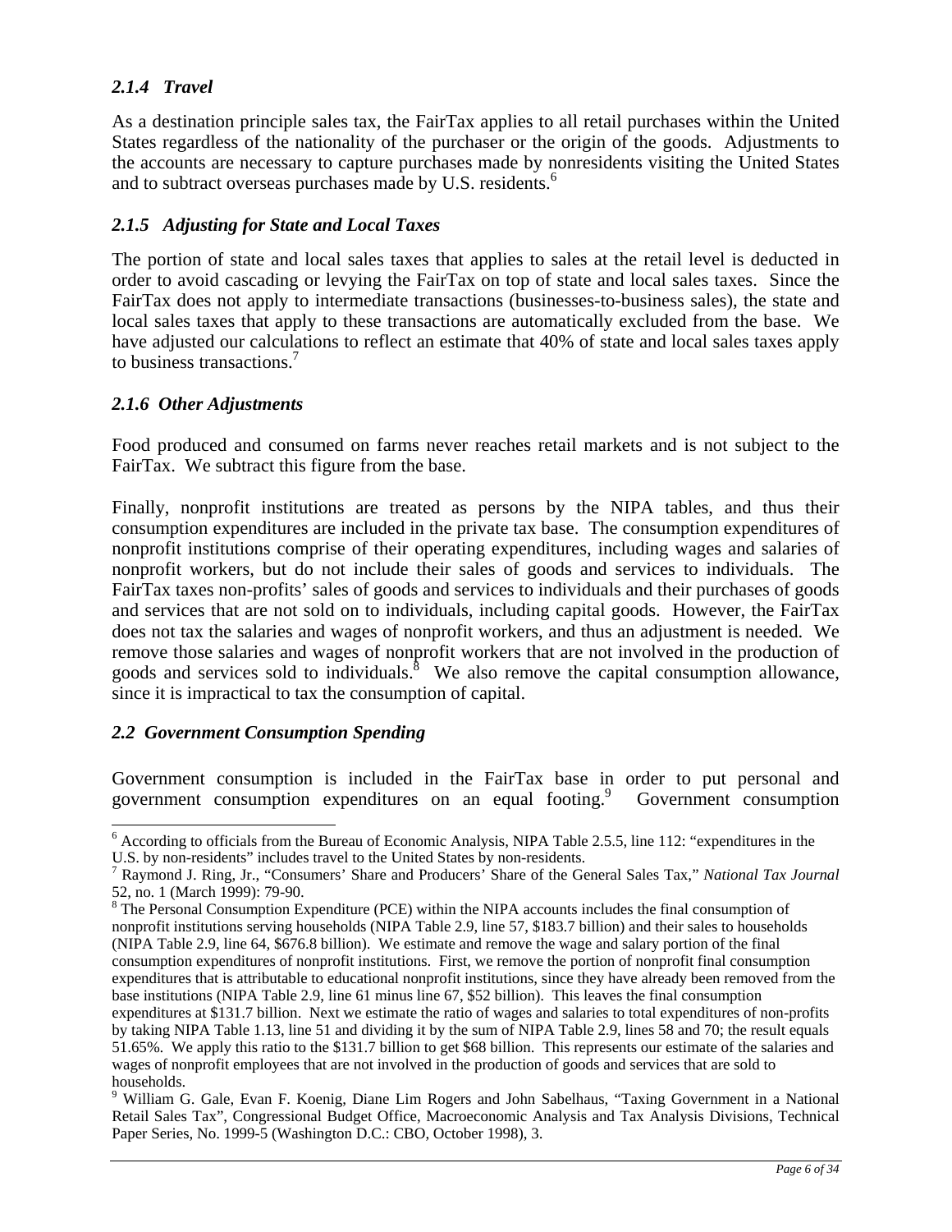### *2.1.4 Travel*

As a destination principle sales tax, the FairTax applies to all retail purchases within the United States regardless of the nationality of the purchaser or the origin of the goods. Adjustments to the accounts are necessary to capture purchases made by nonresidents visiting the United States and to subtract overseas purchases made by U.S. residents.[6]

### *2.1.5 Adjusting for State and Local Taxes*

The portion of state and local sales taxes that applies to sales at the retail level is deducted in order to avoid cascading or levying the FairTax on top of state and local sales taxes. Since the FairTax does not apply to intermediate transactions (businesses-to-business sales), the state and local sales taxes that apply to these transactions are automatically excluded from the base. We have adjusted our calculations to reflect an estimate that 40% of state and local sales taxes apply to business transactions.[7]

### *2.1.6 Other Adjustments*

Food produced and consumed on farms never reaches retail markets and is not subject to the FairTax. We subtract this figure from the base.

Finally, nonprofit institutions are treated as persons by the NIPA tables, and thus their consumption expenditures are included in the private tax base. The consumption expenditures of nonprofit institutions comprise of their operating expenditures, including wages and salaries of nonprofit workers, but do not include their sales of goods and services to individuals. The FairTax taxes non-profits' sales of goods and services to individuals and their purchases of goods and services that are not sold on to individuals, including capital goods. However, the FairTax does not tax the salaries and wages of nonprofit workers, and thus an adjustment is needed. We remove those salaries and wages of nonprofit workers that are not involved in the production of goods and services sold to individuals.[8] We also remove the capital consumption allowance, since it is impractical to tax the consumption of capital.

## *2.2 Government Consumption Spending*

Government consumption is included in the FairTax base in order to put personal and government consumption expenditures on an equal footing.[9] Government consumption

---

[6] According to officials from the Bureau of Economic Analysis, NIPA Table 2.5.5, line 112: "expenditures in the U.S. by non-residents" includes travel to the United States by non-residents.

[7] Raymond J. Ring, Jr., "Consumers' Share and Producers' Share of the General Sales Tax," *National Tax Journal* 52, no. 1 (March 1999): 79-90.

[8] The Personal Consumption Expenditure (PCE) within the NIPA accounts includes the final consumption of nonprofit institutions serving households (NIPA Table 2.9, line 57, $183.7 billion) and their sales to households (NIPA Table 2.9, line 64, $676.8 billion). We estimate and remove the wage and salary portion of the final consumption expenditures of nonprofit institutions. First, we remove the portion of nonprofit final consumption expenditures that is attributable to educational nonprofit institutions, since they have already been removed from the base institutions (NIPA Table 2.9, line 61 minus line 67, $52 billion). This leaves the final consumption expenditures at $131.7 billion. Next we estimate the ratio of wages and salaries to total expenditures of non-profits by taking NIPA Table 1.13, line 51 and dividing it by the sum of NIPA Table 2.9, lines 58 and 70; the result equals 51.65%. We apply this ratio to the $131.7 billion to get $68 billion. This represents our estimate of the salaries and wages of nonprofit employees that are not involved in the production of goods and services that are sold to households.

[9] William G. Gale, Evan F. Koenig, Diane Lim Rogers and John Sabelhaus, "Taxing Government in a National Retail Sales Tax", Congressional Budget Office, Macroeconomic Analysis and Tax Analysis Divisions, Technical Paper Series, No. 1999-5 (Washington D.C.: CBO, October 1998), 3.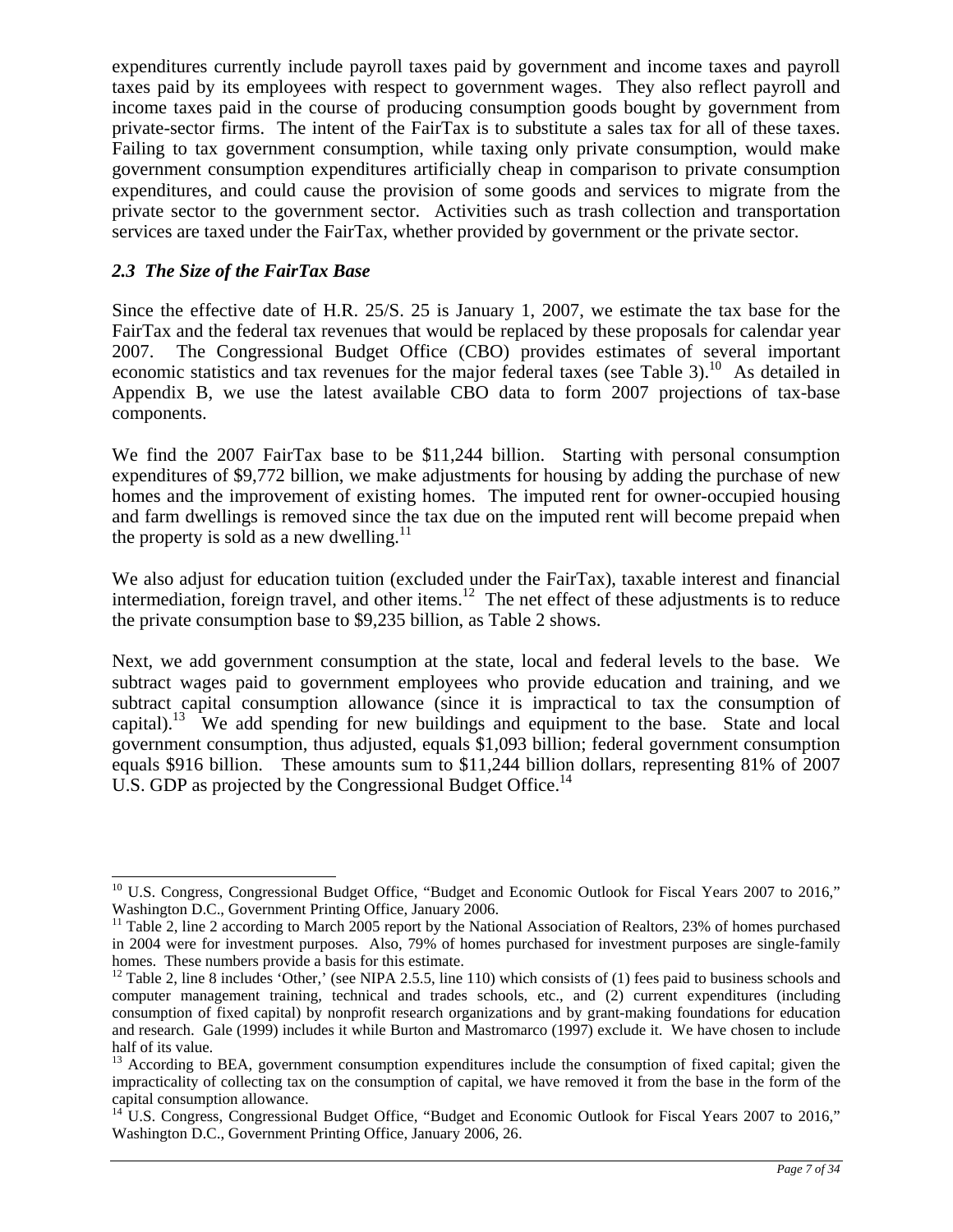expenditures currently include payroll taxes paid by government and income taxes and payroll taxes paid by its employees with respect to government wages. They also reflect payroll and income taxes paid in the course of producing consumption goods bought by government from private-sector firms. The intent of the FairTax is to substitute a sales tax for all of these taxes. Failing to tax government consumption, while taxing only private consumption, would make government consumption expenditures artificially cheap in comparison to private consumption expenditures, and could cause the provision of some goods and services to migrate from the private sector to the government sector. Activities such as trash collection and transportation services are taxed under the FairTax, whether provided by government or the private sector.

### *2.3 The Size of the FairTax Base*

Since the effective date of H.R. 25/S. 25 is January 1, 2007, we estimate the tax base for the FairTax and the federal tax revenues that would be replaced by these proposals for calendar year 2007. The Congressional Budget Office (CBO) provides estimates of several important economic statistics and tax revenues for the major federal taxes (see Table 3).[10] As detailed in Appendix B, we use the latest available CBO data to form 2007 projections of tax-base components.

We find the 2007 FairTax base to be $11,244 billion. Starting with personal consumption expenditures of $9,772 billion, we make adjustments for housing by adding the purchase of new homes and the improvement of existing homes. The imputed rent for owner-occupied housing and farm dwellings is removed since the tax due on the imputed rent will become prepaid when the property is sold as a new dwelling.[11]

We also adjust for education tuition (excluded under the FairTax), taxable interest and financial intermediation, foreign travel, and other items.[12] The net effect of these adjustments is to reduce the private consumption base to $9,235 billion, as Table 2 shows.

Next, we add government consumption at the state, local and federal levels to the base. We subtract wages paid to government employees who provide education and training, and we subtract capital consumption allowance (since it is impractical to tax the consumption of capital).[13] We add spending for new buildings and equipment to the base. State and local government consumption, thus adjusted, equals $1,093 billion; federal government consumption equals $916 billion. These amounts sum to $11,244 billion dollars, representing 81% of 2007 U.S. GDP as projected by the Congressional Budget Office.[14]

---

[10] U.S. Congress, Congressional Budget Office, "Budget and Economic Outlook for Fiscal Years 2007 to 2016," Washington D.C., Government Printing Office, January 2006.

[11] Table 2, line 2 according to March 2005 report by the National Association of Realtors, 23% of homes purchased in 2004 were for investment purposes. Also, 79% of homes purchased for investment purposes are single-family homes. These numbers provide a basis for this estimate.

[12] Table 2, line 8 includes 'Other,' (see NIPA 2.5.5, line 110) which consists of (1) fees paid to business schools and computer management training, technical and trades schools, etc., and (2) current expenditures (including consumption of fixed capital) by nonprofit research organizations and by grant-making foundations for education and research. Gale (1999) includes it while Burton and Mastromarco (1997) exclude it. We have chosen to include half of its value.

[13] According to BEA, government consumption expenditures include the consumption of fixed capital; given the impracticality of collecting tax on the consumption of capital, we have removed it from the base in the form of the capital consumption allowance.

[14] U.S. Congress, Congressional Budget Office, "Budget and Economic Outlook for Fiscal Years 2007 to 2016," Washington D.C., Government Printing Office, January 2006, 26.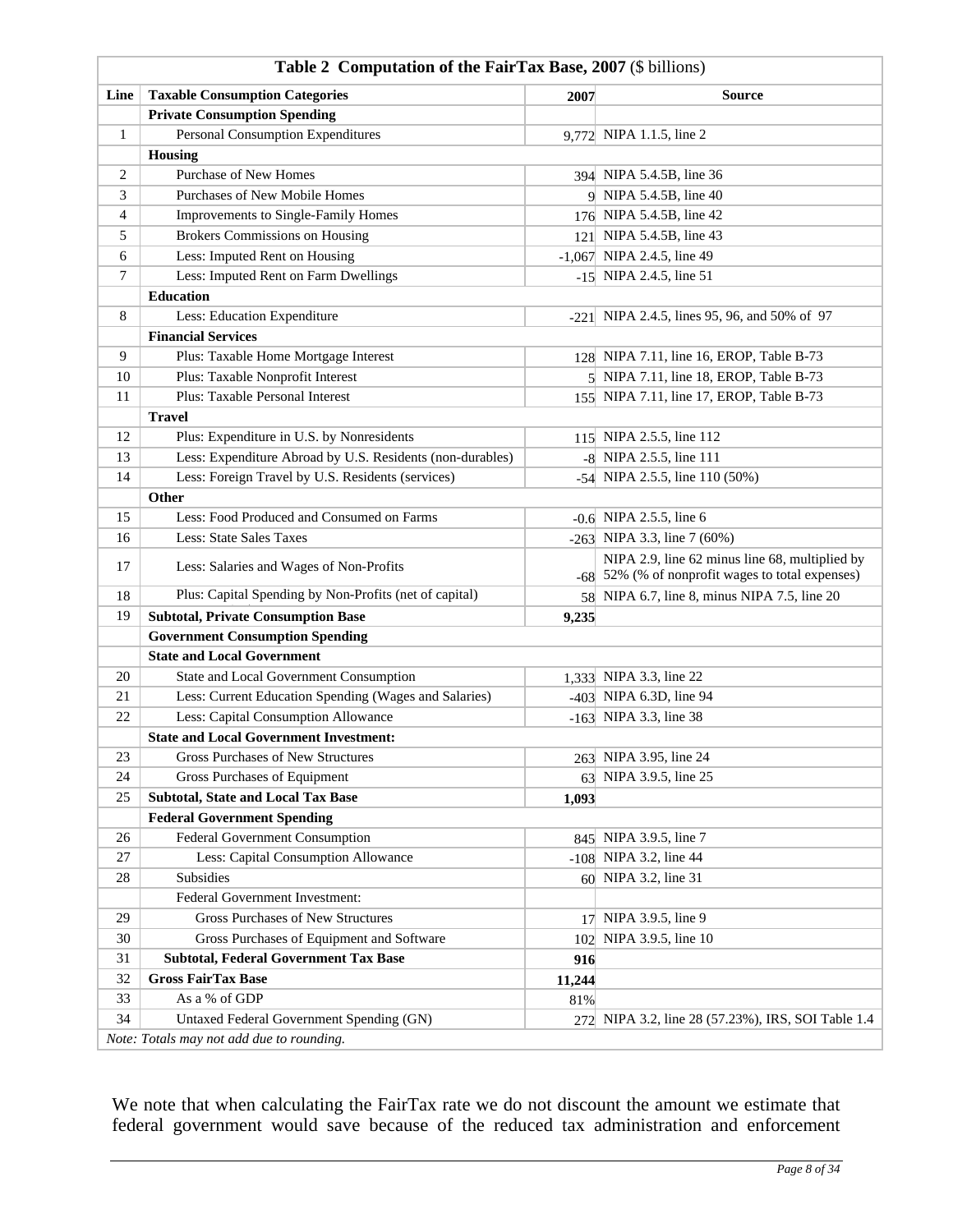| Table 2 Computation of the FairTax Base, 2007 ($ billions) | | | |
|---|---|---|---|
| **Line** | **Taxable Consumption Categories** | **2007** | **Source** |
| | **Private Consumption Spending** | | |
| 1 | Personal Consumption Expenditures | 9,772 | NIPA 1.1.5, line 2 |
| | **Housing** | | |
| 2 | Purchase of New Homes | 394 | NIPA 5.4.5B, line 36 |
| 3 | Purchases of New Mobile Homes | 9 | NIPA 5.4.5B, line 40 |
| 4 | Improvements to Single-Family Homes | 176 | NIPA 5.4.5B, line 42 |
| 5 | Brokers Commissions on Housing | 121 | NIPA 5.4.5B, line 43 |
| 6 | Less: Imputed Rent on Housing | -1,067 | NIPA 2.4.5, line 49 |
| 7 | Less: Imputed Rent on Farm Dwellings | -15 | NIPA 2.4.5, line 51 |
| | **Education** | | |
| 8 | Less: Education Expenditure | -221 | NIPA 2.4.5, lines 95, 96, and 50% of 97 |
| | **Financial Services** | | |
| 9 | Plus: Taxable Home Mortgage Interest | 128 | NIPA 7.11, line 16, EROP, Table B-73 |
| 10 | Plus: Taxable Nonprofit Interest | 5 | NIPA 7.11, line 18, EROP, Table B-73 |
| 11 | Plus: Taxable Personal Interest | 155 | NIPA 7.11, line 17, EROP, Table B-73 |
| | **Travel** | | |
| 12 | Plus: Expenditure in U.S. by Nonresidents | 115 | NIPA 2.5.5, line 112 |
| 13 | Less: Expenditure Abroad by U.S. Residents (non-durables) | -8 | NIPA 2.5.5, line 111 |
| 14 | Less: Foreign Travel by U.S. Residents (services) | -54 | NIPA 2.5.5, line 110 (50%) |
| | **Other** | | |
| 15 | Less: Food Produced and Consumed on Farms | -0.6 | NIPA 2.5.5, line 6 |
| 16 | Less: State Sales Taxes | -263 | NIPA 3.3, line 7 (60%) |
| 17 | Less: Salaries and Wages of Non-Profits | -68 | NIPA 2.9, line 62 minus line 68, multiplied by 52% (% of nonprofit wages to total expenses) |
| 18 | Plus: Capital Spending by Non-Profits (net of capital) | 58 | NIPA 6.7, line 8, minus NIPA 7.5, line 20 |
| 19 | **Subtotal, Private Consumption Base** | **9,235** | |
| | **Government Consumption Spending** | | |
| | **State and Local Government** | | |
| 20 | State and Local Government Consumption | 1,333 | NIPA 3.3, line 22 |
| 21 | Less: Current Education Spending (Wages and Salaries) | -403 | NIPA 6.3D, line 94 |
| 22 | Less: Capital Consumption Allowance | -163 | NIPA 3.3, line 38 |
| | **State and Local Government Investment:** | | |
| 23 | Gross Purchases of New Structures | 263 | NIPA 3.95, line 24 |
| 24 | Gross Purchases of Equipment | 63 | NIPA 3.9.5, line 25 |
| 25 | **Subtotal, State and Local Tax Base** | **1,093** | |
| | **Federal Government Spending** | | |
| 26 | Federal Government Consumption | 845 | NIPA 3.9.5, line 7 |
| 27 | Less: Capital Consumption Allowance | -108 | NIPA 3.2, line 44 |
| 28 | Subsidies | 60 | NIPA 3.2, line 31 |
| | Federal Government Investment: | | |
| 29 | Gross Purchases of New Structures | 17 | NIPA 3.9.5, line 9 |
| 30 | Gross Purchases of Equipment and Software | 102 | NIPA 3.9.5, line 10 |
| 31 | **Subtotal, Federal Government Tax Base** | **916** | |
| 32 | **Gross FairTax Base** | **11,244** | |
| 33 | As a % of GDP | 81% | |
| 34 | Untaxed Federal Government Spending (GN) | 272 | NIPA 3.2, line 28 (57.23%), IRS, SOI Table 1.4 |

*Note: Totals may not add due to rounding.*

We note that when calculating the FairTax rate we do not discount the amount we estimate that federal government would save because of the reduced tax administration and enforcement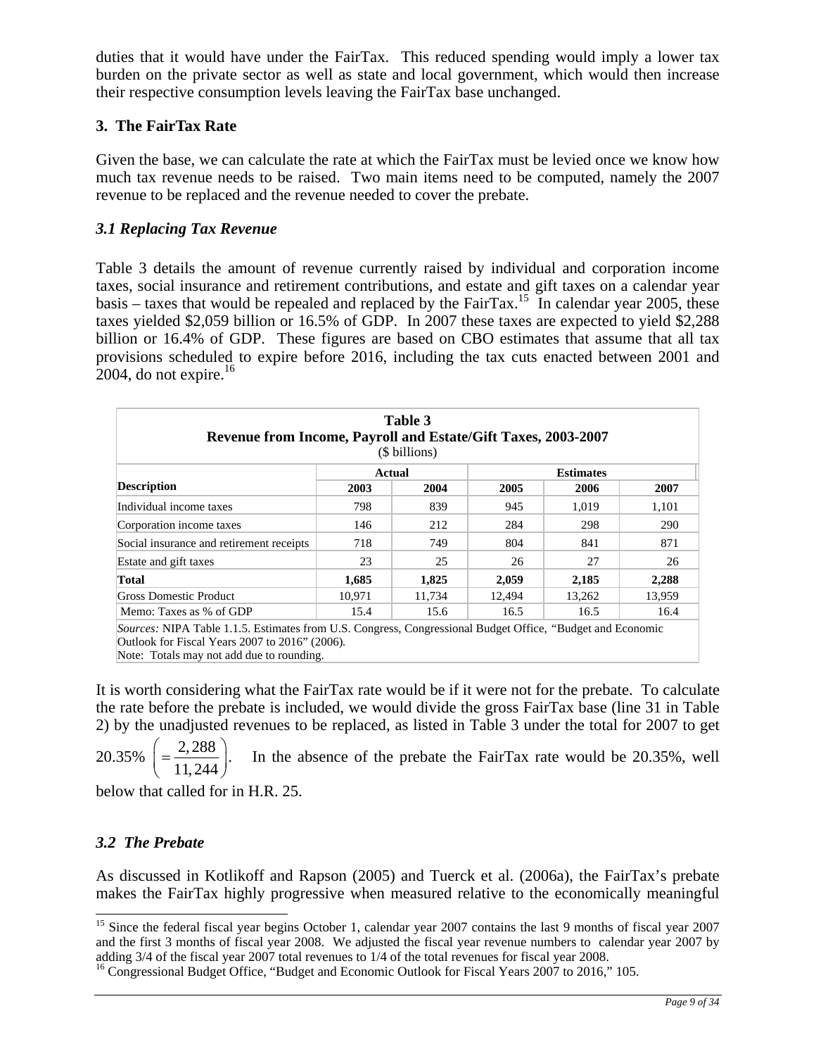duties that it would have under the FairTax. This reduced spending would imply a lower tax burden on the private sector as well as state and local government, which would then increase their respective consumption levels leaving the FairTax base unchanged.

### 3. The FairTax Rate

Given the base, we can calculate the rate at which the FairTax must be levied once we know how much tax revenue needs to be raised. Two main items need to be computed, namely the 2007 revenue to be replaced and the revenue needed to cover the prebate.

#### *3.1 Replacing Tax Revenue*

Table 3 details the amount of revenue currently raised by individual and corporation income taxes, social insurance and retirement contributions, and estate and gift taxes on a calendar year basis – taxes that would be repealed and replaced by the FairTax.[15] In calendar year 2005, these taxes yielded $2,059 billion or 16.5% of GDP. In 2007 these taxes are expected to yield $2,288 billion or 16.4% of GDP. These figures are based on CBO estimates that assume that all tax provisions scheduled to expire before 2016, including the tax cuts enacted between 2001 and 2004, do not expire.[16]

**Table 3**
**Revenue from Income, Payroll and Estate/Gift Taxes, 2003-2007**
($ billions)

| Description | Actual | | Estimates | | |
|---|---|---|---|---|---|
| | 2003 | 2004 | 2005 | 2006 | 2007 |
| Individual income taxes | 798 | 839 | 945 | 1,019 | 1,101 |
| Corporation income taxes | 146 | 212 | 284 | 298 | 290 |
| Social insurance and retirement receipts | 718 | 749 | 804 | 841 | 871 |
| Estate and gift taxes | 23 | 25 | 26 | 27 | 26 |
| **Total** | **1,685** | **1,825** | **2,059** | **2,185** | **2,288** |
| Gross Domestic Product | 10,971 | 11,734 | 12,494 | 13,262 | 13,959 |
| Memo: Taxes as % of GDP | 15.4 | 15.6 | 16.5 | 16.5 | 16.4 |

*Sources:* NIPA Table 1.1.5. Estimates from U.S. Congress, Congressional Budget Office, "Budget and Economic Outlook for Fiscal Years 2007 to 2016" (2006).
Note: Totals may not add due to rounding.

It is worth considering what the FairTax rate would be if it were not for the prebate. To calculate the rate before the prebate is included, we would divide the gross FairTax base (line 31 in Table 2) by the unadjusted revenues to be replaced, as listed in Table 3 under the total for 2007 to get 20.35% $\left(=\dfrac{2,288}{11,244}\right)$. In the absence of the prebate the FairTax rate would be 20.35%, well below that called for in H.R. 25.

#### *3.2 The Prebate*

As discussed in Kotlikoff and Rapson (2005) and Tuerck et al. (2006a), the FairTax's prebate makes the FairTax highly progressive when measured relative to the economically meaningful

---

[15] Since the federal fiscal year begins October 1, calendar year 2007 contains the last 9 months of fiscal year 2007 and the first 3 months of fiscal year 2008. We adjusted the fiscal year revenue numbers to calendar year 2007 by adding 3/4 of the fiscal year 2007 total revenues to 1/4 of the total revenues for fiscal year 2008.

[16] Congressional Budget Office, "Budget and Economic Outlook for Fiscal Years 2007 to 2016," 105.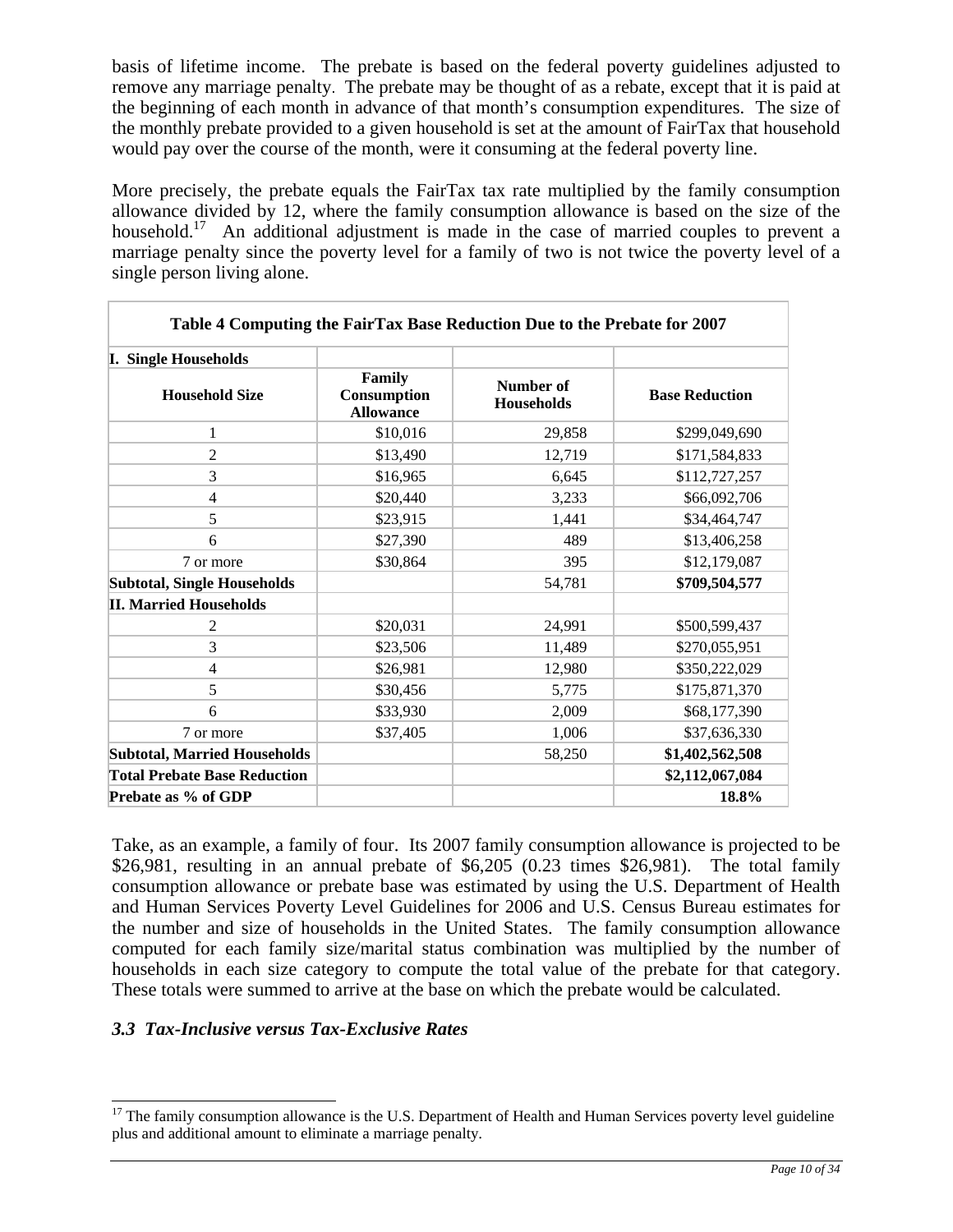basis of lifetime income. The prebate is based on the federal poverty guidelines adjusted to remove any marriage penalty. The prebate may be thought of as a rebate, except that it is paid at the beginning of each month in advance of that month's consumption expenditures. The size of the monthly prebate provided to a given household is set at the amount of FairTax that household would pay over the course of the month, were it consuming at the federal poverty line.

More precisely, the prebate equals the FairTax tax rate multiplied by the family consumption allowance divided by 12, where the family consumption allowance is based on the size of the household.[17] An additional adjustment is made in the case of married couples to prevent a marriage penalty since the poverty level for a family of two is not twice the poverty level of a single person living alone.

**Table 4 Computing the FairTax Base Reduction Due to the Prebate for 2007**

| **I. Single Households** | | | |
|---|---|---|---|
| **Household Size** | **Family Consumption Allowance** | **Number of Households** | **Base Reduction** |
| 1 | $10,016 | 29,858 | $299,049,690 |
| 2 | $13,490 | 12,719 | $171,584,833 |
| 3 | $16,965 | 6,645 | $112,727,257 |
| 4 | $20,440 | 3,233 | $66,092,706 |
| 5 | $23,915 | 1,441 | $34,464,747 |
| 6 | $27,390 | 489 | $13,406,258 |
| 7 or more | $30,864 | 395 | $12,179,087 |
| **Subtotal, Single Households** | | 54,781 | **$709,504,577** |
| **II. Married Households** | | | |
| 2 | $20,031 | 24,991 | $500,599,437 |
| 3 | $23,506 | 11,489 | $270,055,951 |
| 4 | $26,981 | 12,980 | $350,222,029 |
| 5 | $30,456 | 5,775 | $175,871,370 |
| 6 | $33,930 | 2,009 | $68,177,390 |
| 7 or more | $37,405 | 1,006 | $37,636,330 |
| **Subtotal, Married Households** | | 58,250 | **$1,402,562,508** |
| **Total Prebate Base Reduction** | | | **$2,112,067,084** |
| **Prebate as % of GDP** | | | **18.8%** |

Take, as an example, a family of four. Its 2007 family consumption allowance is projected to be $26,981, resulting in an annual prebate of $6,205 (0.23 times $26,981). The total family consumption allowance or prebate base was estimated by using the U.S. Department of Health and Human Services Poverty Level Guidelines for 2006 and U.S. Census Bureau estimates for the number and size of households in the United States. The family consumption allowance computed for each family size/marital status combination was multiplied by the number of households in each size category to compute the total value of the prebate for that category. These totals were summed to arrive at the base on which the prebate would be calculated.

### *3.3 Tax-Inclusive versus Tax-Exclusive Rates*

[17] The family consumption allowance is the U.S. Department of Health and Human Services poverty level guideline plus and additional amount to eliminate a marriage penalty.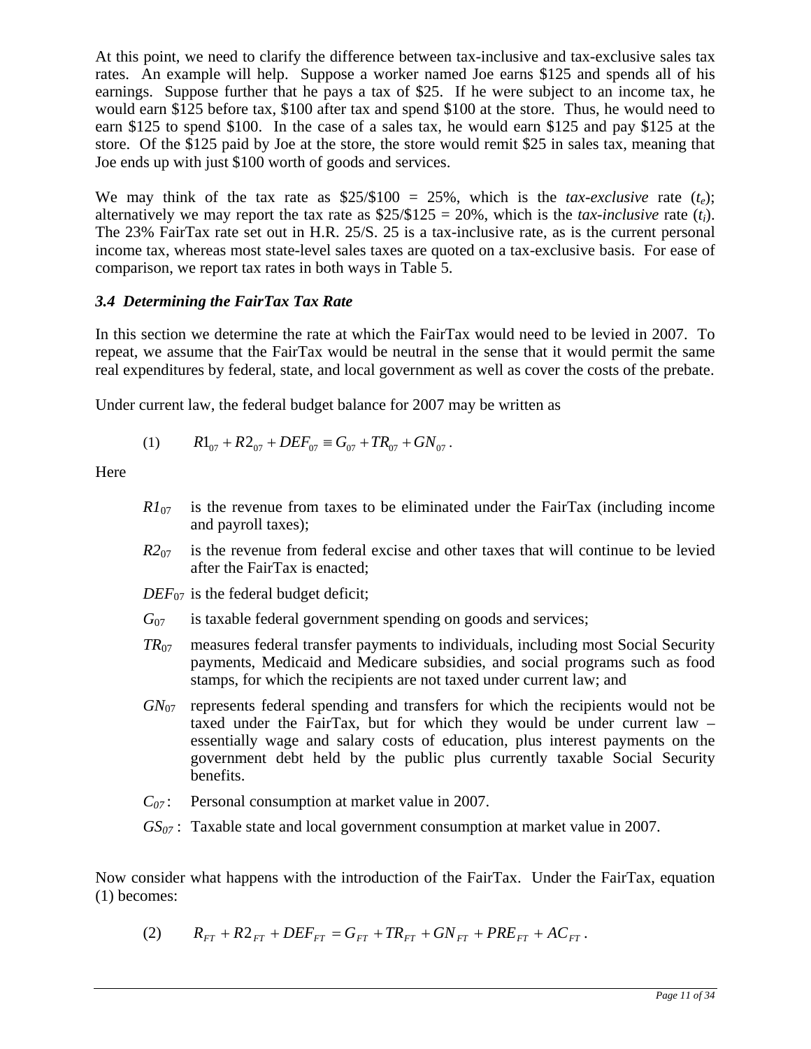At this point, we need to clarify the difference between tax-inclusive and tax-exclusive sales tax rates. An example will help. Suppose a worker named Joe earns \$125 and spends all of his earnings. Suppose further that he pays a tax of \$25. If he were subject to an income tax, he would earn \$125 before tax, \$100 after tax and spend \$100 at the store. Thus, he would need to earn \$125 to spend \$100. In the case of a sales tax, he would earn \$125 and pay \$125 at the store. Of the \$125 paid by Joe at the store, the store would remit \$25 in sales tax, meaning that Joe ends up with just \$100 worth of goods and services.

We may think of the tax rate as \$25/\$100 = 25%, which is the *tax-exclusive* rate ($t_e$); alternatively we may report the tax rate as \$25/\$125 = 20%, which is the *tax-inclusive* rate ($t_i$). The 23% FairTax rate set out in H.R. 25/S. 25 is a tax-inclusive rate, as is the current personal income tax, whereas most state-level sales taxes are quoted on a tax-exclusive basis. For ease of comparison, we report tax rates in both ways in Table 5.

### *3.4 Determining the FairTax Tax Rate*

In this section we determine the rate at which the FairTax would need to be levied in 2007. To repeat, we assume that the FairTax would be neutral in the sense that it would permit the same real expenditures by federal, state, and local government as well as cover the costs of the prebate.

Under current law, the federal budget balance for 2007 may be written as

$$(1) \qquad R1_{07} + R2_{07} + DEF_{07} \equiv G_{07} + TR_{07} + GN_{07}\,.$$

Here

- $R1_{07}$ is the revenue from taxes to be eliminated under the FairTax (including income and payroll taxes);
- $R2_{07}$ is the revenue from federal excise and other taxes that will continue to be levied after the FairTax is enacted;
- $DEF_{07}$ is the federal budget deficit;
- $G_{07}$ is taxable federal government spending on goods and services;
- $TR_{07}$ measures federal transfer payments to individuals, including most Social Security payments, Medicaid and Medicare subsidies, and social programs such as food stamps, for which the recipients are not taxed under current law; and
- $GN_{07}$ represents federal spending and transfers for which the recipients would not be taxed under the FairTax, but for which they would be under current law – essentially wage and salary costs of education, plus interest payments on the government debt held by the public plus currently taxable Social Security benefits.
- $C_{07}$: Personal consumption at market value in 2007.
- $GS_{07}$: Taxable state and local government consumption at market value in 2007.

Now consider what happens with the introduction of the FairTax. Under the FairTax, equation (1) becomes:

$$(2) \qquad R_{FT} + R2_{FT} + DEF_{FT} = G_{FT} + TR_{FT} + GN_{FT} + PRE_{FT} + AC_{FT}\,.$$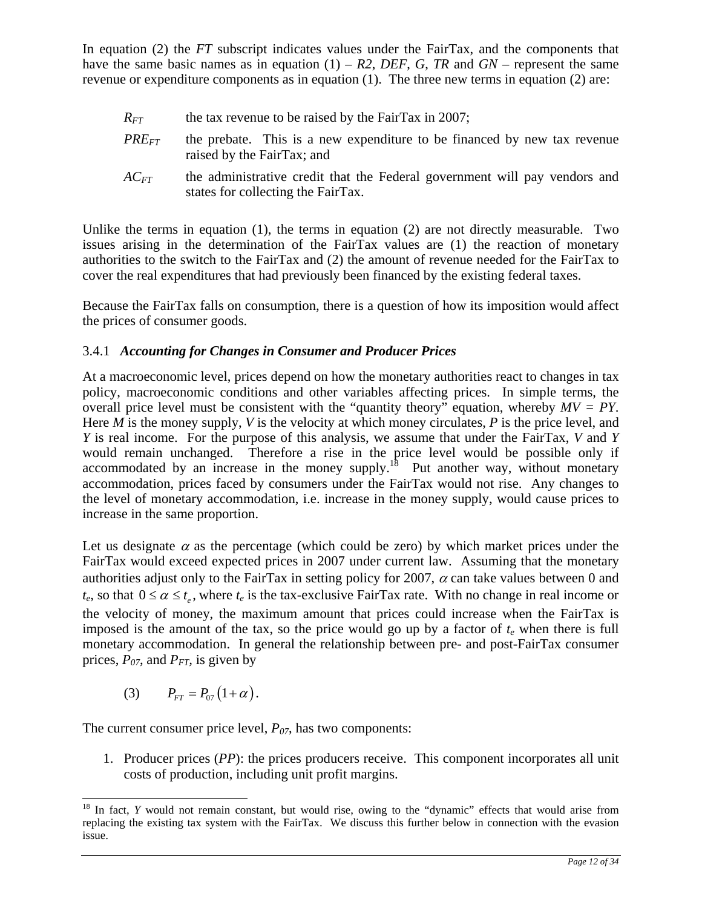In equation (2) the *FT* subscript indicates values under the FairTax, and the components that have the same basic names as in equation (1) – *R2*, *DEF*, *G*, *TR* and *GN* – represent the same revenue or expenditure components as in equation (1). The three new terms in equation (2) are:

- $R_{FT}$ the tax revenue to be raised by the FairTax in 2007;
- $PRE_{FT}$ the prebate. This is a new expenditure to be financed by new tax revenue raised by the FairTax; and
- $AC_{FT}$ the administrative credit that the Federal government will pay vendors and states for collecting the FairTax.

Unlike the terms in equation (1), the terms in equation (2) are not directly measurable. Two issues arising in the determination of the FairTax values are (1) the reaction of monetary authorities to the switch to the FairTax and (2) the amount of revenue needed for the FairTax to cover the real expenditures that had previously been financed by the existing federal taxes.

Because the FairTax falls on consumption, there is a question of how its imposition would affect the prices of consumer goods.

### 3.4.1 *Accounting for Changes in Consumer and Producer Prices*

At a macroeconomic level, prices depend on how the monetary authorities react to changes in tax policy, macroeconomic conditions and other variables affecting prices. In simple terms, the overall price level must be consistent with the "quantity theory" equation, whereby $MV = PY$. Here $M$ is the money supply, $V$ is the velocity at which money circulates, $P$ is the price level, and $Y$ is real income. For the purpose of this analysis, we assume that under the FairTax, $V$ and $Y$ would remain unchanged. Therefore a rise in the price level would be possible only if accommodated by an increase in the money supply.[18] Put another way, without monetary accommodation, prices faced by consumers under the FairTax would not rise. Any changes to the level of monetary accommodation, i.e. increase in the money supply, would cause prices to increase in the same proportion.

Let us designate $\alpha$ as the percentage (which could be zero) by which market prices under the FairTax would exceed expected prices in 2007 under current law. Assuming that the monetary authorities adjust only to the FairTax in setting policy for 2007, $\alpha$ can take values between 0 and $t_e$, so that $0 \le \alpha \le t_e$, where $t_e$ is the tax-exclusive FairTax rate. With no change in real income or the velocity of money, the maximum amount that prices could increase when the FairTax is imposed is the amount of the tax, so the price would go up by a factor of $t_e$ when there is full monetary accommodation. In general the relationship between pre- and post-FairTax consumer prices, $P_{07}$, and $P_{FT}$, is given by

$$(3) \qquad P_{FT} = P_{07}\left(1+\alpha\right).$$

The current consumer price level, $P_{07}$, has two components:

1. Producer prices (*PP*): the prices producers receive. This component incorporates all unit costs of production, including unit profit margins.

[18] In fact, $Y$ would not remain constant, but would rise, owing to the "dynamic" effects that would arise from replacing the existing tax system with the FairTax. We discuss this further below in connection with the evasion issue.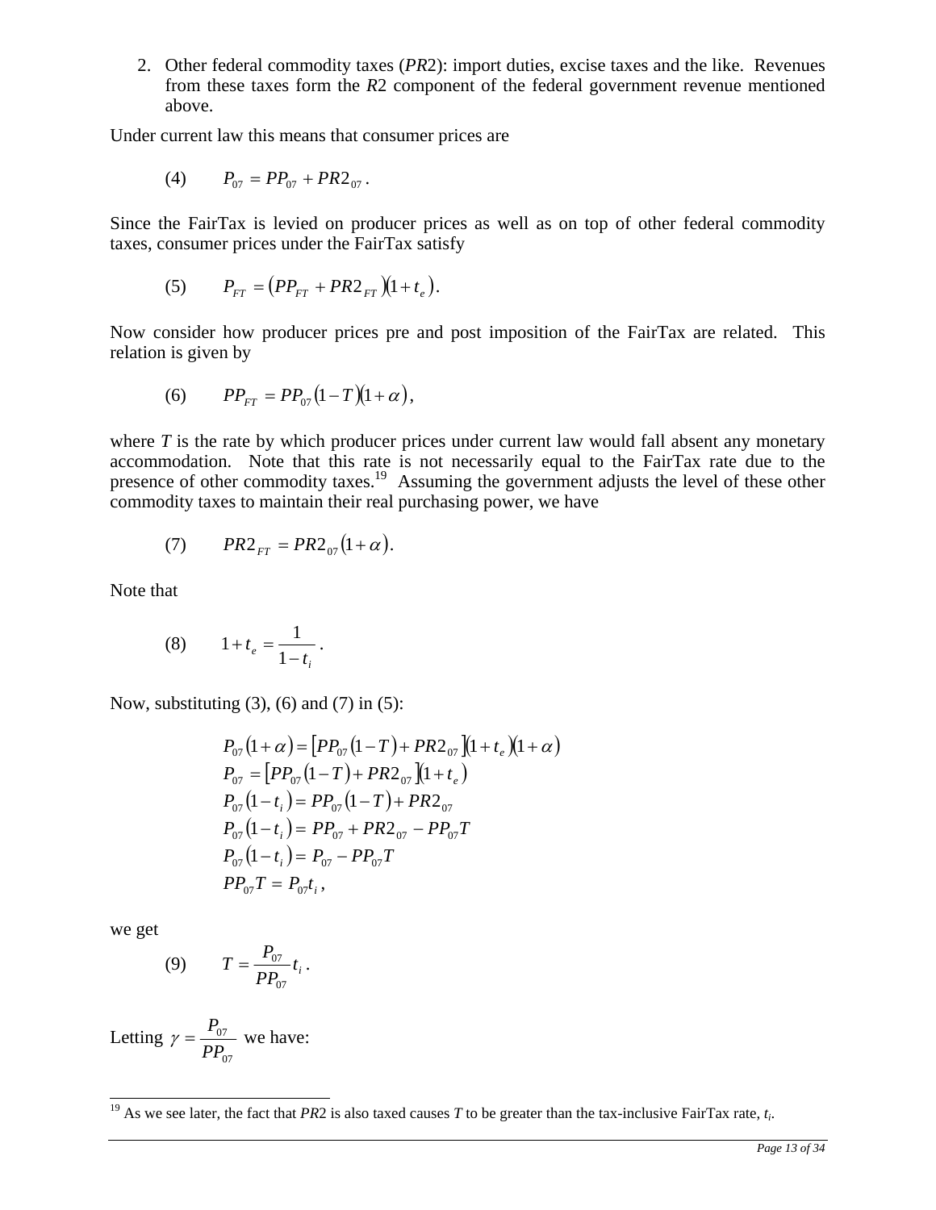2. Other federal commodity taxes (*PR*2): import duties, excise taxes and the like. Revenues from these taxes form the *R*2 component of the federal government revenue mentioned above.

Under current law this means that consumer prices are

$$(4) \qquad P_{07} = PP_{07} + PR2_{07}.$$

Since the FairTax is levied on producer prices as well as on top of other federal commodity taxes, consumer prices under the FairTax satisfy

$$(5) \qquad P_{FT} = \left(PP_{FT} + PR2_{FT}\right)\left(1 + t_e\right).$$

Now consider how producer prices pre and post imposition of the FairTax are related. This relation is given by

$$(6) \qquad PP_{FT} = PP_{07}\left(1 - T\right)\left(1 + \alpha\right),$$

where $T$ is the rate by which producer prices under current law would fall absent any monetary accommodation. Note that this rate is not necessarily equal to the FairTax rate due to the presence of other commodity taxes.[19] Assuming the government adjusts the level of these other commodity taxes to maintain their real purchasing power, we have

$$(7) \qquad PR2_{FT} = PR2_{07}\left(1 + \alpha\right).$$

Note that

$$(8) \qquad 1 + t_e = \frac{1}{1 - t_i}.$$

Now, substituting (3), (6) and (7) in (5):

$$
\begin{aligned}
P_{07}\left(1+\alpha\right) &= \left[PP_{07}\left(1-T\right) + PR2_{07}\right]\left(1+t_e\right)\left(1+\alpha\right) \\
P_{07} &= \left[PP_{07}\left(1-T\right) + PR2_{07}\right]\left(1+t_e\right) \\
P_{07}\left(1-t_i\right) &= PP_{07}\left(1-T\right) + PR2_{07} \\
P_{07}\left(1-t_i\right) &= PP_{07} + PR2_{07} - PP_{07}T \\
P_{07}\left(1-t_i\right) &= P_{07} - PP_{07}T \\
PP_{07}T &= P_{07}t_i,
\end{aligned}
$$

we get

$$(9) \qquad T = \frac{P_{07}}{PP_{07}} t_i.$$

Letting $\gamma = \frac{P_{07}}{PP_{07}}$ we have:

[19] As we see later, the fact that *PR*2 is also taxed causes $T$ to be greater than the tax-inclusive FairTax rate, $t_i$.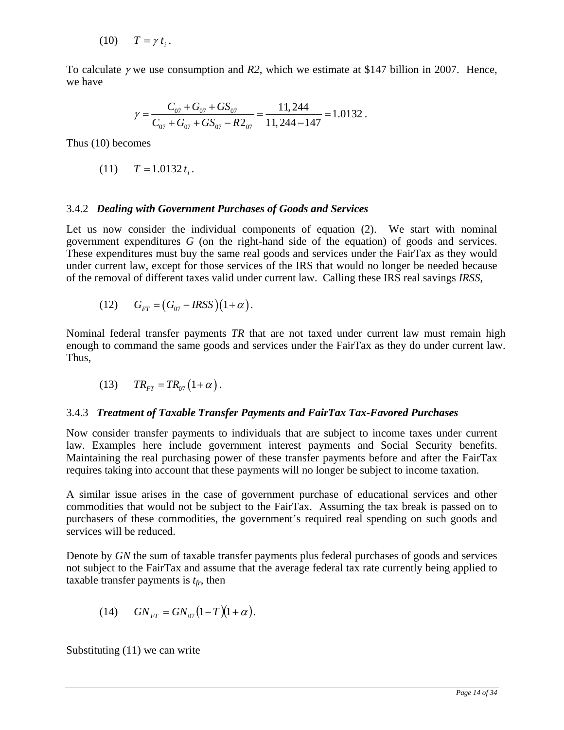$$(10) \qquad T = \gamma \, t_i \, .$$

To calculate $\gamma$ we use consumption and *R2*, which we estimate at \$147 billion in 2007. Hence, we have

$$\gamma = \frac{C_{07} + G_{07} + GS_{07}}{C_{07} + G_{07} + GS_{07} - R2_{07}} = \frac{11,244}{11,244 - 147} = 1.0132 \, .$$

Thus (10) becomes

$$(11) \qquad T = 1.0132 \, t_i \, .$$

3.4.2 ***Dealing with Government Purchases of Goods and Services***

Let us now consider the individual components of equation (2). We start with nominal government expenditures *G* (on the right-hand side of the equation) of goods and services. These expenditures must buy the same real goods and services under the FairTax as they would under current law, except for those services of the IRS that would no longer be needed because of the removal of different taxes valid under current law. Calling these IRS real savings *IRSS*,

$$(12) \qquad G_{FT} = \left(G_{07} - IRSS\right)\left(1 + \alpha\right).$$

Nominal federal transfer payments *TR* that are not taxed under current law must remain high enough to command the same goods and services under the FairTax as they do under current law. Thus,

$$(13) \qquad TR_{FT} = TR_{07}\left(1 + \alpha\right).$$

3.4.3 ***Treatment of Taxable Transfer Payments and FairTax Tax-Favored Purchases***

Now consider transfer payments to individuals that are subject to income taxes under current law. Examples here include government interest payments and Social Security benefits. Maintaining the real purchasing power of these transfer payments before and after the FairTax requires taking into account that these payments will no longer be subject to income taxation.

A similar issue arises in the case of government purchase of educational services and other commodities that would not be subject to the FairTax. Assuming the tax break is passed on to purchasers of these commodities, the government's required real spending on such goods and services will be reduced.

Denote by *GN* the sum of taxable transfer payments plus federal purchases of goods and services not subject to the FairTax and assume that the average federal tax rate currently being applied to taxable transfer payments is $t_{fr}$, then

$$(14) \qquad GN_{FT} = GN_{07}\left(1 - T\right)\left(1 + \alpha\right).$$

Substituting (11) we can write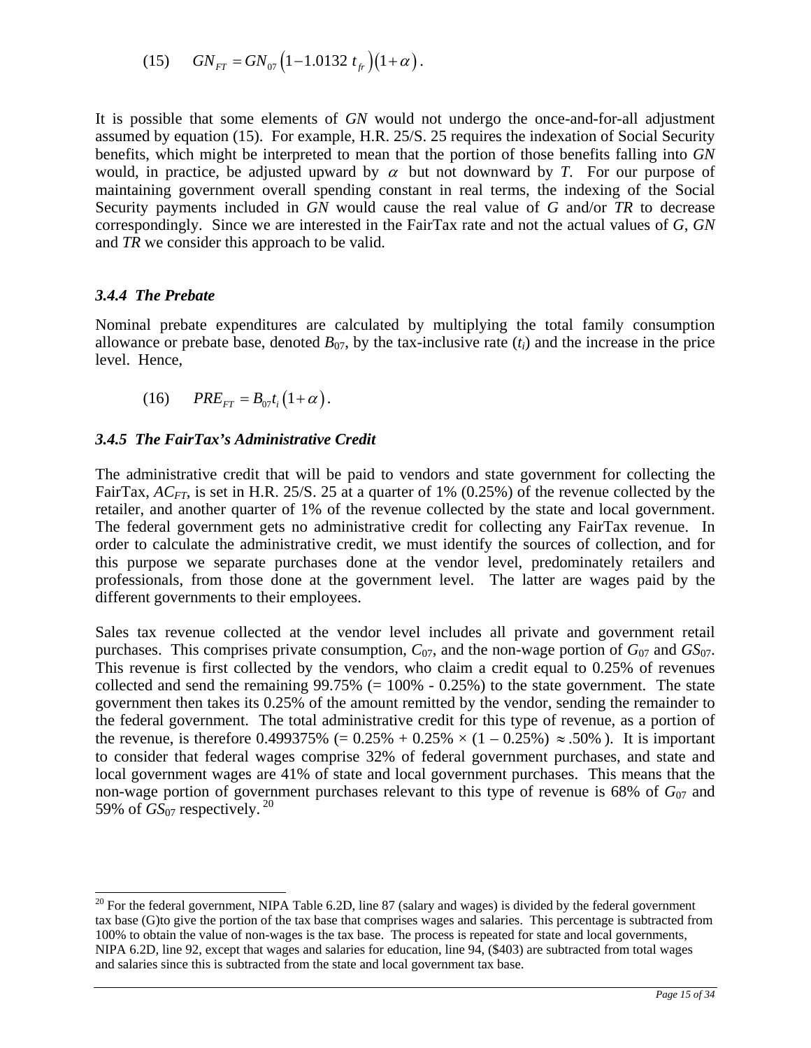$$(15) \quad GN_{FT} = GN_{07}\left(1 - 1.0132\ t_{fr}\right)\left(1 + \alpha\right).$$

It is possible that some elements of *GN* would not undergo the once-and-for-all adjustment assumed by equation (15). For example, H.R. 25/S. 25 requires the indexation of Social Security benefits, which might be interpreted to mean that the portion of those benefits falling into *GN* would, in practice, be adjusted upward by $\alpha$ but not downward by *T*. For our purpose of maintaining government overall spending constant in real terms, the indexing of the Social Security payments included in *GN* would cause the real value of *G* and/or *TR* to decrease correspondingly. Since we are interested in the FairTax rate and not the actual values of *G*, *GN* and *TR* we consider this approach to be valid.

### *3.4.4 The Prebate*

Nominal prebate expenditures are calculated by multiplying the total family consumption allowance or prebate base, denoted $B_{07}$, by the tax-inclusive rate ($t_i$) and the increase in the price level. Hence,

$$(16) \quad PRE_{FT} = B_{07}t_i\left(1 + \alpha\right).$$

### *3.4.5 The FairTax's Administrative Credit*

The administrative credit that will be paid to vendors and state government for collecting the FairTax, $AC_{FT}$, is set in H.R. 25/S. 25 at a quarter of 1% (0.25%) of the revenue collected by the retailer, and another quarter of 1% of the revenue collected by the state and local government. The federal government gets no administrative credit for collecting any FairTax revenue. In order to calculate the administrative credit, we must identify the sources of collection, and for this purpose we separate purchases done at the vendor level, predominately retailers and professionals, from those done at the government level. The latter are wages paid by the different governments to their employees.

Sales tax revenue collected at the vendor level includes all private and government retail purchases. This comprises private consumption, $C_{07}$, and the non-wage portion of $G_{07}$ and $GS_{07}$. This revenue is first collected by the vendors, who claim a credit equal to 0.25% of revenues collected and send the remaining 99.75% (= 100% - 0.25%) to the state government. The state government then takes its 0.25% of the amount remitted by the vendor, sending the remainder to the federal government. The total administrative credit for this type of revenue, as a portion of the revenue, is therefore 0.499375% (= 0.25% + 0.25% × (1 – 0.25%) $\approx$ .50%). It is important to consider that federal wages comprise 32% of federal government purchases, and state and local government wages are 41% of state and local government purchases. This means that the non-wage portion of government purchases relevant to this type of revenue is 68% of $G_{07}$ and 59% of $GS_{07}$ respectively.[20]

---

[20] For the federal government, NIPA Table 6.2D, line 87 (salary and wages) is divided by the federal government tax base (G)to give the portion of the tax base that comprises wages and salaries. This percentage is subtracted from 100% to obtain the value of non-wages is the tax base. The process is repeated for state and local governments, NIPA 6.2D, line 92, except that wages and salaries for education, line 94, ($403) are subtracted from total wages and salaries since this is subtracted from the state and local government tax base.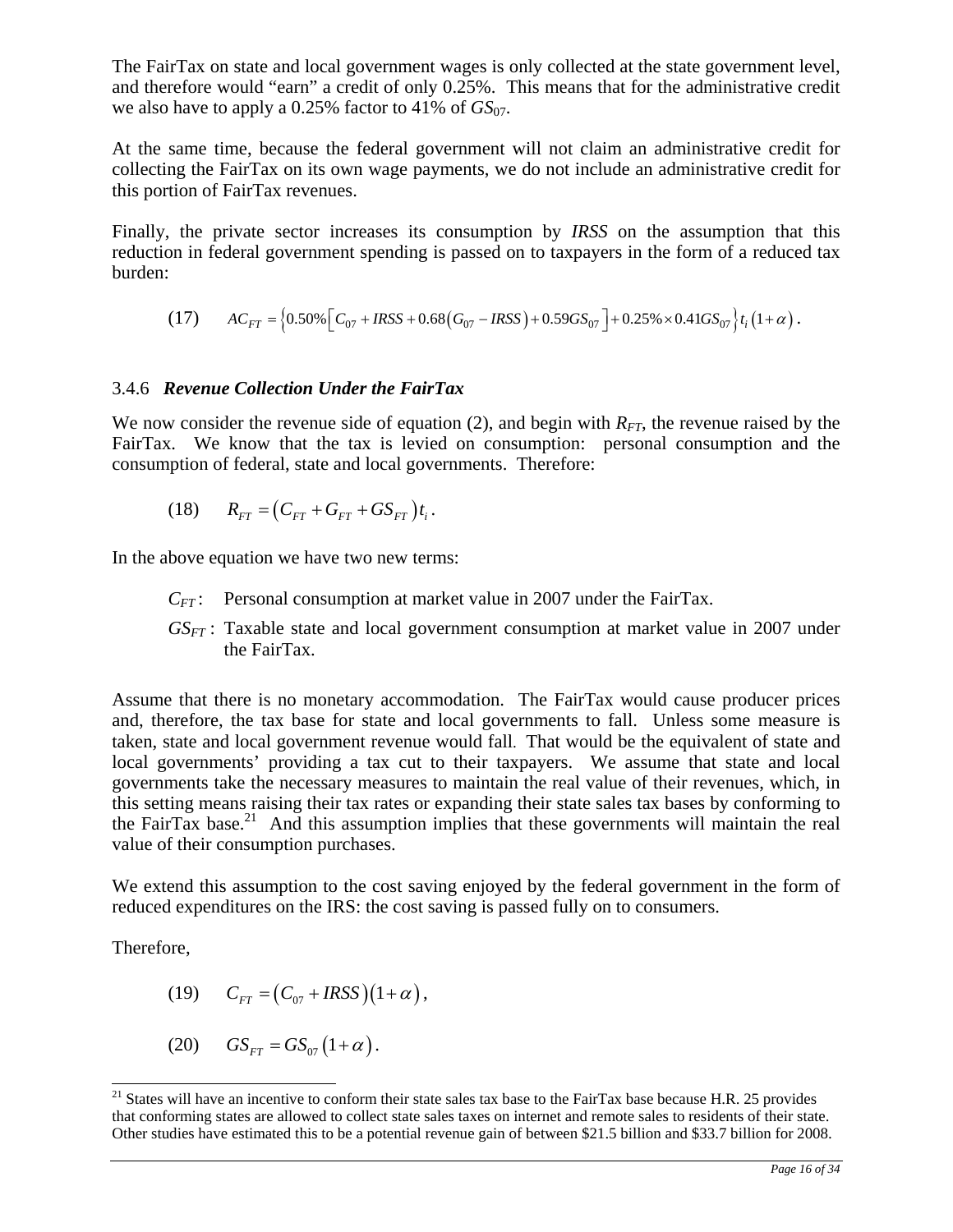The FairTax on state and local government wages is only collected at the state government level, and therefore would "earn" a credit of only 0.25%. This means that for the administrative credit we also have to apply a 0.25% factor to 41% of $GS_{07}$.

At the same time, because the federal government will not claim an administrative credit for collecting the FairTax on its own wage payments, we do not include an administrative credit for this portion of FairTax revenues.

Finally, the private sector increases its consumption by *IRSS* on the assumption that this reduction in federal government spending is passed on to taxpayers in the form of a reduced tax burden:

$$(17) \qquad AC_{FT} = \left\{ 0.50\% \left[ C_{07} + IRSS + 0.68\left(G_{07} - IRSS\right) + 0.59 GS_{07} \right] + 0.25\% \times 0.41 GS_{07} \right\} t_i \left(1 + \alpha\right).$$

### 3.4.6 *Revenue Collection Under the FairTax*

We now consider the revenue side of equation (2), and begin with $R_{FT}$, the revenue raised by the FairTax. We know that the tax is levied on consumption: personal consumption and the consumption of federal, state and local governments. Therefore:

$$(18) \qquad R_{FT} = \left(C_{FT} + G_{FT} + GS_{FT}\right) t_i .$$

In the above equation we have two new terms:

- $C_{FT}$ : Personal consumption at market value in 2007 under the FairTax.
- $GS_{FT}$ : Taxable state and local government consumption at market value in 2007 under the FairTax.

Assume that there is no monetary accommodation. The FairTax would cause producer prices and, therefore, the tax base for state and local governments to fall. Unless some measure is taken, state and local government revenue would fall. That would be the equivalent of state and local governments' providing a tax cut to their taxpayers. We assume that state and local governments take the necessary measures to maintain the real value of their revenues, which, in this setting means raising their tax rates or expanding their state sales tax bases by conforming to the FairTax base.[21] And this assumption implies that these governments will maintain the real value of their consumption purchases.

We extend this assumption to the cost saving enjoyed by the federal government in the form of reduced expenditures on the IRS: the cost saving is passed fully on to consumers.

Therefore,

$$(19) \qquad C_{FT} = \left(C_{07} + IRSS\right)\left(1 + \alpha\right),$$

$$(20) \qquad GS_{FT} = GS_{07}\left(1 + \alpha\right).$$

[21] States will have an incentive to conform their state sales tax base to the FairTax base because H.R. 25 provides that conforming states are allowed to collect state sales taxes on internet and remote sales to residents of their state. Other studies have estimated this to be a potential revenue gain of between $21.5 billion and $33.7 billion for 2008.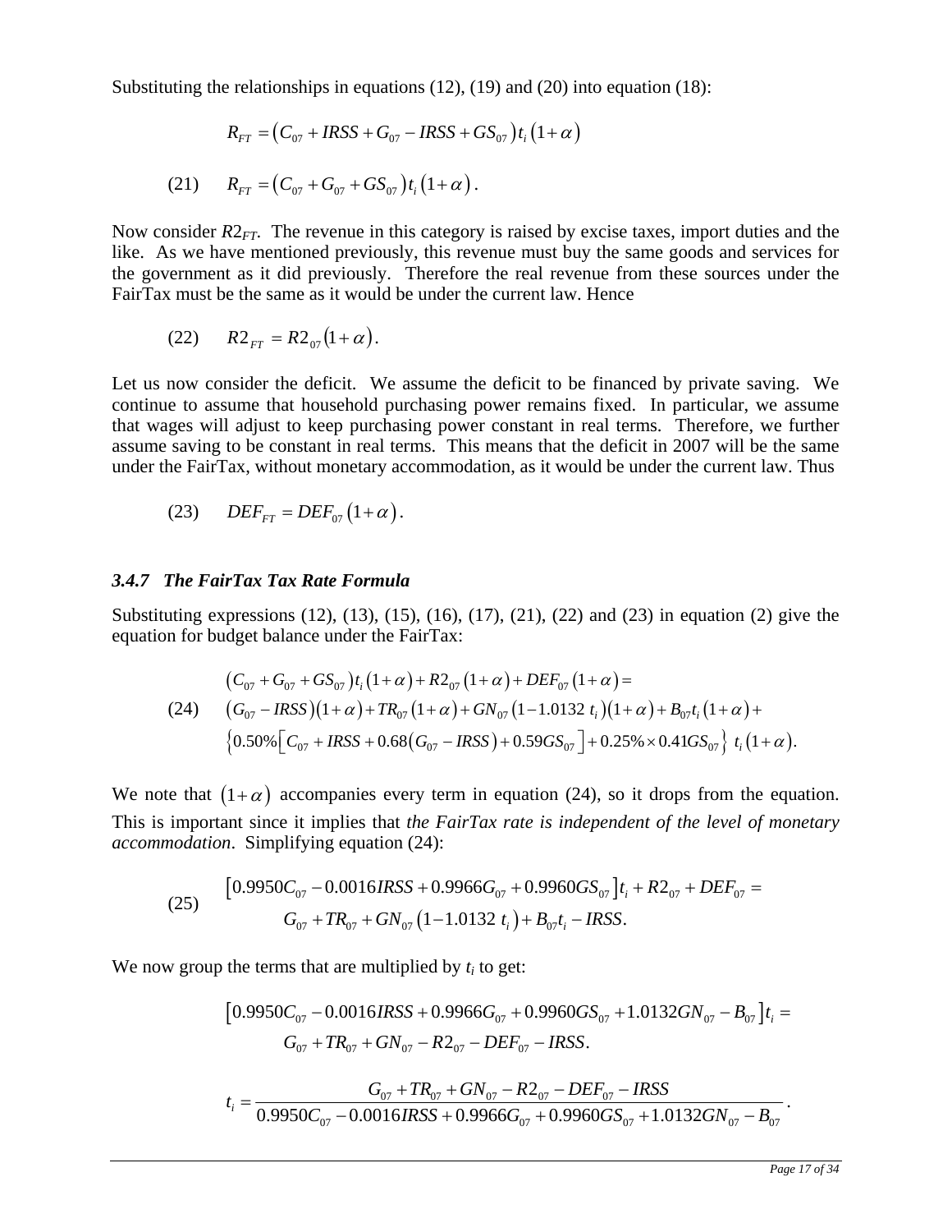Substituting the relationships in equations (12), (19) and (20) into equation (18):

$$R_{FT} = \left(C_{07} + IRSS + G_{07} - IRSS + GS_{07}\right) t_i \left(1+\alpha\right)$$

$$(21) \qquad R_{FT} = \left(C_{07} + G_{07} + GS_{07}\right) t_i \left(1+\alpha\right).$$

Now consider $R2_{FT}$. The revenue in this category is raised by excise taxes, import duties and the like. As we have mentioned previously, this revenue must buy the same goods and services for the government as it did previously. Therefore the real revenue from these sources under the FairTax must be the same as it would be under the current law. Hence

$$(22) \qquad R2_{FT} = R2_{07}\left(1+\alpha\right).$$

Let us now consider the deficit. We assume the deficit to be financed by private saving. We continue to assume that household purchasing power remains fixed. In particular, we assume that wages will adjust to keep purchasing power constant in real terms. Therefore, we further assume saving to be constant in real terms. This means that the deficit in 2007 will be the same under the FairTax, without monetary accommodation, as it would be under the current law. Thus

$$(23) \qquad DEF_{FT} = DEF_{07}\left(1+\alpha\right).$$

### *3.4.7 The FairTax Tax Rate Formula*

Substituting expressions (12), (13), (15), (16), (17), (21), (22) and (23) in equation (2) give the equation for budget balance under the FairTax:

$$(24) \qquad \begin{aligned} &\left(C_{07} + G_{07} + GS_{07}\right) t_i \left(1+\alpha\right) + R2_{07}\left(1+\alpha\right) + DEF_{07}\left(1+\alpha\right) = \\ &\left(G_{07} - IRSS\right)\left(1+\alpha\right) + TR_{07}\left(1+\alpha\right) + GN_{07}\left(1 - 1.0132\ t_i\right)\left(1+\alpha\right) + B_{07} t_i \left(1+\alpha\right) + \\ &\left\{0.50\%\left[C_{07} + IRSS + 0.68\left(G_{07} - IRSS\right) + 0.59 GS_{07}\right] + 0.25\% \times 0.41 GS_{07}\right\}\ t_i\left(1+\alpha\right). \end{aligned}$$

We note that $\left(1+\alpha\right)$ accompanies every term in equation (24), so it drops from the equation. This is important since it implies that *the FairTax rate is independent of the level of monetary accommodation*. Simplifying equation (24):

$$(25) \qquad \begin{aligned} &\left[0.9950 C_{07} - 0.0016 IRSS + 0.9966 G_{07} + 0.9960 GS_{07}\right] t_i + R2_{07} + DEF_{07} = \\ &\qquad G_{07} + TR_{07} + GN_{07}\left(1 - 1.0132\ t_i\right) + B_{07} t_i - IRSS. \end{aligned}$$

We now group the terms that are multiplied by $t_i$ to get:

$$\begin{aligned} &\left[0.9950 C_{07} - 0.0016 IRSS + 0.9966 G_{07} + 0.9960 GS_{07} + 1.0132 GN_{07} - B_{07}\right] t_i = \\ &\qquad G_{07} + TR_{07} + GN_{07} - R2_{07} - DEF_{07} - IRSS. \end{aligned}$$

$$t_i = \frac{G_{07} + TR_{07} + GN_{07} - R2_{07} - DEF_{07} - IRSS}{0.9950 C_{07} - 0.0016 IRSS + 0.9966 G_{07} + 0.9960 GS_{07} + 1.0132 GN_{07} - B_{07}}.$$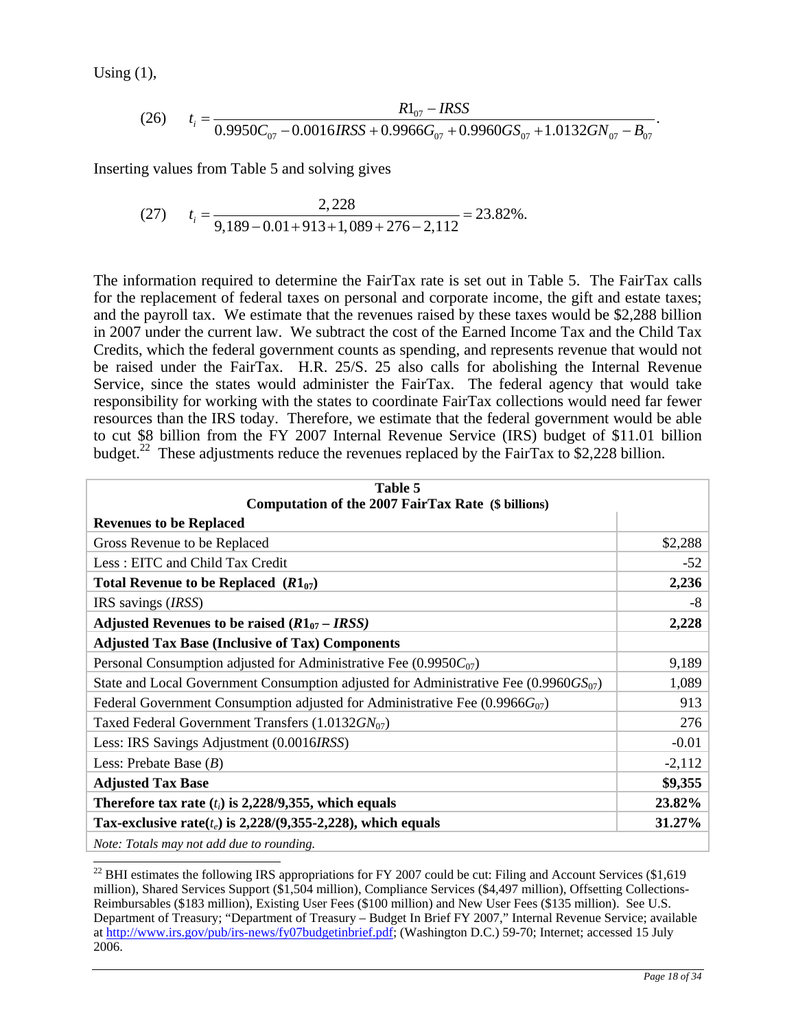Using (1),

$$(26) \quad t_i = \frac{R1_{07} - IRSS}{0.9950C_{07} - 0.0016IRSS + 0.9966G_{07} + 0.9960GS_{07} + 1.0132GN_{07} - B_{07}}.$$

Inserting values from Table 5 and solving gives

$$(27) \quad t_i = \frac{2,228}{9,189 - 0.01 + 913 + 1,089 + 276 - 2,112} = 23.82\%.$$

The information required to determine the FairTax rate is set out in Table 5. The FairTax calls for the replacement of federal taxes on personal and corporate income, the gift and estate taxes; and the payroll tax. We estimate that the revenues raised by these taxes would be \$2,288 billion in 2007 under the current law. We subtract the cost of the Earned Income Tax and the Child Tax Credits, which the federal government counts as spending, and represents revenue that would not be raised under the FairTax. H.R. 25/S. 25 also calls for abolishing the Internal Revenue Service, since the states would administer the FairTax. The federal agency that would take responsibility for working with the states to coordinate FairTax collections would need far fewer resources than the IRS today. Therefore, we estimate that the federal government would be able to cut \$8 billion from the FY 2007 Internal Revenue Service (IRS) budget of \$11.01 billion budget.[22] These adjustments reduce the revenues replaced by the FairTax to \$2,228 billion.

**Table 5**
**Computation of the 2007 FairTax Rate (\$ billions)**

| **Revenues to be Replaced** | |
|---|---|
| Gross Revenue to be Replaced | \$2,288 |
| Less : EITC and Child Tax Credit | -52 |
| **Total Revenue to be Replaced ($R1_{07}$)** | **2,236** |
| IRS savings (*IRSS*) | -8 |
| **Adjusted Revenues to be raised ($R1_{07} - IRSS$)** | **2,228** |
| **Adjusted Tax Base (Inclusive of Tax) Components** | |
| Personal Consumption adjusted for Administrative Fee ($0.9950C_{07}$) | 9,189 |
| State and Local Government Consumption adjusted for Administrative Fee ($0.9960GS_{07}$) | 1,089 |
| Federal Government Consumption adjusted for Administrative Fee ($0.9966G_{07}$) | 913 |
| Taxed Federal Government Transfers ($1.0132GN_{07}$) | 276 |
| Less: IRS Savings Adjustment ($0.0016IRSS$) | -0.01 |
| Less: Prebate Base ($B$) | -2,112 |
| **Adjusted Tax Base** | **\$9,355** |
| **Therefore tax rate ($t_i$) is 2,228/9,355, which equals** | **23.82%** |
| **Tax-exclusive rate($t_e$) is 2,228/(9,355-2,228), which equals** | **31.27%** |

*Note: Totals may not add due to rounding.*

[22] BHI estimates the following IRS appropriations for FY 2007 could be cut: Filing and Account Services (\$1,619 million), Shared Services Support (\$1,504 million), Compliance Services (\$4,497 million), Offsetting Collections-Reimbursables (\$183 million), Existing User Fees (\$100 million) and New User Fees (\$135 million). See U.S. Department of Treasury; "Department of Treasury – Budget In Brief FY 2007," Internal Revenue Service; available at http://www.irs.gov/pub/irs-news/fy07budgetinbrief.pdf; (Washington D.C.) 59-70; Internet; accessed 15 July 2006.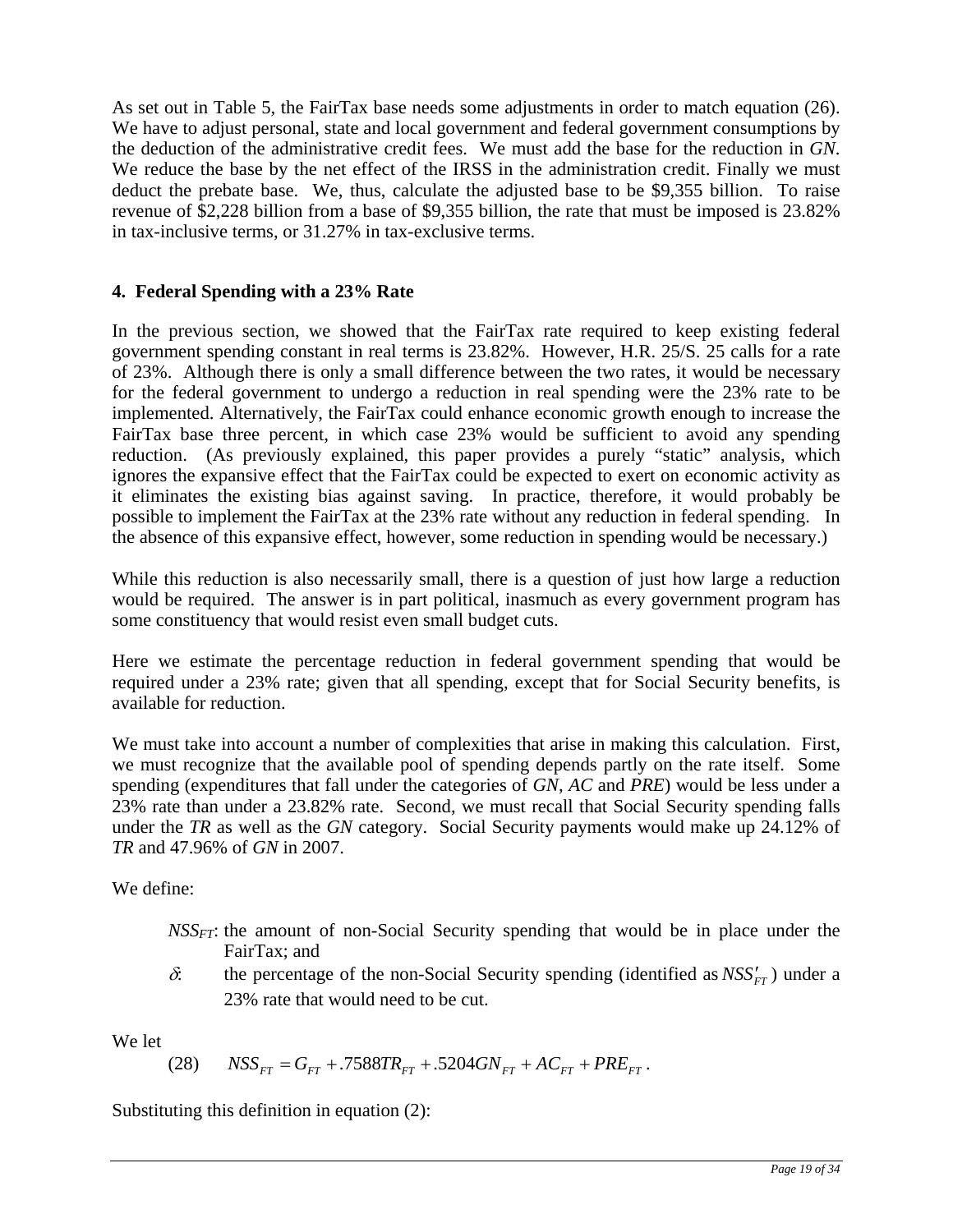As set out in Table 5, the FairTax base needs some adjustments in order to match equation (26). We have to adjust personal, state and local government and federal government consumptions by the deduction of the administrative credit fees. We must add the base for the reduction in *GN*. We reduce the base by the net effect of the IRSS in the administration credit. Finally we must deduct the prebate base. We, thus, calculate the adjusted base to be \$9,355 billion. To raise revenue of \$2,228 billion from a base of \$9,355 billion, the rate that must be imposed is 23.82% in tax-inclusive terms, or 31.27% in tax-exclusive terms.

## 4. Federal Spending with a 23% Rate

In the previous section, we showed that the FairTax rate required to keep existing federal government spending constant in real terms is 23.82%. However, H.R. 25/S. 25 calls for a rate of 23%. Although there is only a small difference between the two rates, it would be necessary for the federal government to undergo a reduction in real spending were the 23% rate to be implemented. Alternatively, the FairTax could enhance economic growth enough to increase the FairTax base three percent, in which case 23% would be sufficient to avoid any spending reduction. (As previously explained, this paper provides a purely "static" analysis, which ignores the expansive effect that the FairTax could be expected to exert on economic activity as it eliminates the existing bias against saving. In practice, therefore, it would probably be possible to implement the FairTax at the 23% rate without any reduction in federal spending. In the absence of this expansive effect, however, some reduction in spending would be necessary.)

While this reduction is also necessarily small, there is a question of just how large a reduction would be required. The answer is in part political, inasmuch as every government program has some constituency that would resist even small budget cuts.

Here we estimate the percentage reduction in federal government spending that would be required under a 23% rate; given that all spending, except that for Social Security benefits, is available for reduction.

We must take into account a number of complexities that arise in making this calculation. First, we must recognize that the available pool of spending depends partly on the rate itself. Some spending (expenditures that fall under the categories of *GN*, *AC* and *PRE*) would be less under a 23% rate than under a 23.82% rate. Second, we must recall that Social Security spending falls under the *TR* as well as the *GN* category. Social Security payments would make up 24.12% of *TR* and 47.96% of *GN* in 2007.

We define:

- $NSS_{FT}$: the amount of non-Social Security spending that would be in place under the FairTax; and
- $\delta$: the percentage of the non-Social Security spending (identified as $NSS'_{FT}$) under a 23% rate that would need to be cut.

We let

$$(28) \qquad NSS_{FT} = G_{FT} + .7588TR_{FT} + .5204GN_{FT} + AC_{FT} + PRE_{FT} .$$

Substituting this definition in equation (2):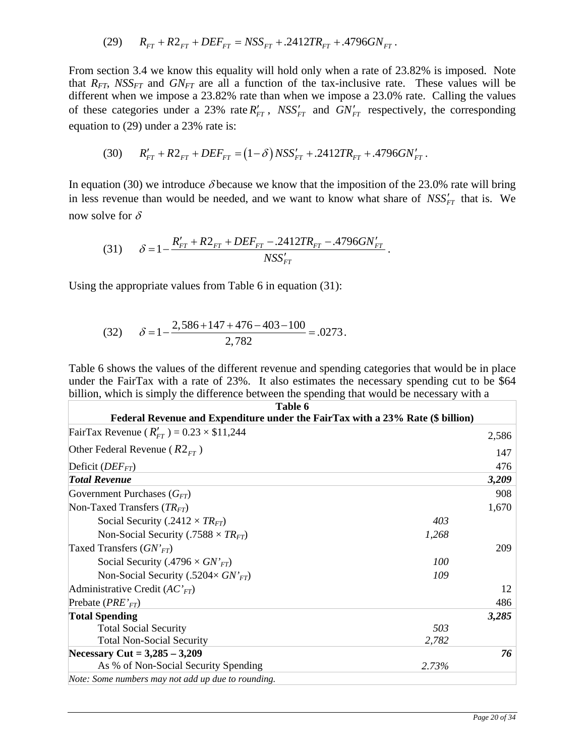$$(29) \qquad R_{FT} + R2_{FT} + DEF_{FT} = NSS_{FT} + .2412TR_{FT} + .4796GN_{FT}\,.$$

From section 3.4 we know this equality will hold only when a rate of 23.82% is imposed. Note that $R_{FT}$, $NSS_{FT}$ and $GN_{FT}$ are all a function of the tax-inclusive rate. These values will be different when we impose a 23.82% rate than when we impose a 23.0% rate. Calling the values of these categories under a 23% rate $R'_{FT}$, $NSS'_{FT}$ and $GN'_{FT}$ respectively, the corresponding equation to (29) under a 23% rate is:

$$(30) \qquad R'_{FT} + R2_{FT} + DEF_{FT} = \left(1-\delta\right) NSS'_{FT} + .2412TR_{FT} + .4796GN'_{FT}\,.$$

In equation (30) we introduce $\delta$ because we know that the imposition of the 23.0% rate will bring in less revenue than would be needed, and we want to know what share of $NSS'_{FT}$ that is. We now solve for $\delta$

$$(31) \qquad \delta = 1 - \frac{R'_{FT} + R2_{FT} + DEF_{FT} - .2412TR_{FT} - .4796GN'_{FT}}{NSS'_{FT}}\,.$$

Using the appropriate values from Table 6 in equation (31):

$$(32) \qquad \delta = 1 - \frac{2,586 + 147 + 476 - 403 - 100}{2,782} = .0273\,.$$

Table 6 shows the values of the different revenue and spending categories that would be in place under the FairTax with a rate of 23%. It also estimates the necessary spending cut to be \$64 billion, which is simply the difference between the spending that would be necessary with a

| **Table 6**<br>**Federal Revenue and Expenditure under the FairTax with a 23% Rate (\$ billion)** | | |
|---|---|---|
| FairTax Revenue ($R'_{FT}$) = 0.23 × \$11,244 | | 2,586 |
| Other Federal Revenue ($R2_{FT}$) | | 147 |
| Deficit ($DEF_{FT}$) | | 476 |
| ***Total Revenue*** | | ***3,209*** |
| Government Purchases ($G_{FT}$) | | 908 |
| Non-Taxed Transfers ($TR_{FT}$) | | 1,670 |
| Social Security (.2412 × $TR_{FT}$) | *403* | |
| Non-Social Security (.7588 × $TR_{FT}$) | *1,268* | |
| Taxed Transfers ($GN'_{FT}$) | | 209 |
| Social Security (.4796 × $GN'_{FT}$) | *100* | |
| Non-Social Security (.5204× $GN'_{FT}$) | *109* | |
| Administrative Credit ($AC'_{FT}$) | | 12 |
| Prebate ($PRE'_{FT}$) | | 486 |
| **Total Spending** | | ***3,285*** |
| Total Social Security | *503* | |
| Total Non-Social Security | *2,782* | |
| **Necessary Cut = 3,285 – 3,209** | | ***76*** |
| As % of Non-Social Security Spending | *2.73%* | |
| *Note: Some numbers may not add up due to rounding.* | | |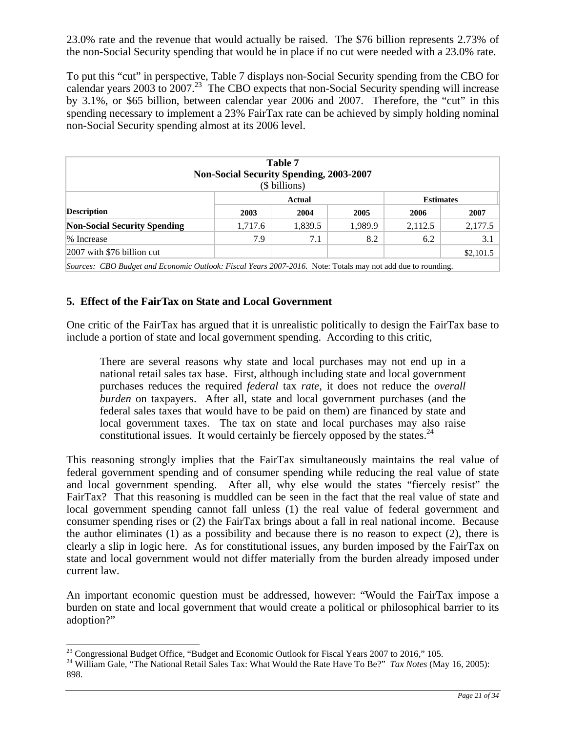23.0% rate and the revenue that would actually be raised. The $76 billion represents 2.73% of the non-Social Security spending that would be in place if no cut were needed with a 23.0% rate.

To put this "cut" in perspective, Table 7 displays non-Social Security spending from the CBO for calendar years 2003 to 2007.[23] The CBO expects that non-Social Security spending will increase by 3.1%, or $65 billion, between calendar year 2006 and 2007. Therefore, the "cut" in this spending necessary to implement a 23% FairTax rate can be achieved by simply holding nominal non-Social Security spending almost at its 2006 level.

**Table 7**
**Non-Social Security Spending, 2003-2007**
($ billions)

| | Actual | | | Estimates | |
|---|---|---|---|---|---|
| **Description** | **2003** | **2004** | **2005** | **2006** | **2007** |
| **Non-Social Security Spending** | 1,717.6 | 1,839.5 | 1,989.9 | 2,112.5 | 2,177.5 |
| % Increase | 7.9 | 7.1 | 8.2 | 6.2 | 3.1 |
| 2007 with $76 billion cut | | | | | $2,101.5 |

*Sources: CBO Budget and Economic Outlook: Fiscal Years 2007-2016.* Note: Totals may not add due to rounding.

## 5. Effect of the FairTax on State and Local Government

One critic of the FairTax has argued that it is unrealistic politically to design the FairTax base to include a portion of state and local government spending. According to this critic,

> There are several reasons why state and local purchases may not end up in a national retail sales tax base. First, although including state and local government purchases reduces the required *federal* tax *rate*, it does not reduce the *overall burden* on taxpayers. After all, state and local government purchases (and the federal sales taxes that would have to be paid on them) are financed by state and local government taxes. The tax on state and local purchases may also raise constitutional issues. It would certainly be fiercely opposed by the states.[24]

This reasoning strongly implies that the FairTax simultaneously maintains the real value of federal government spending and of consumer spending while reducing the real value of state and local government spending. After all, why else would the states "fiercely resist" the FairTax? That this reasoning is muddled can be seen in the fact that the real value of state and local government spending cannot fall unless (1) the real value of federal government and consumer spending rises or (2) the FairTax brings about a fall in real national income. Because the author eliminates (1) as a possibility and because there is no reason to expect (2), there is clearly a slip in logic here. As for constitutional issues, any burden imposed by the FairTax on state and local government would not differ materially from the burden already imposed under current law.

An important economic question must be addressed, however: "Would the FairTax impose a burden on state and local government that would create a political or philosophical barrier to its adoption?"

---

[23] Congressional Budget Office, "Budget and Economic Outlook for Fiscal Years 2007 to 2016," 105.

[24] William Gale, "The National Retail Sales Tax: What Would the Rate Have To Be?" *Tax Notes* (May 16, 2005): 898.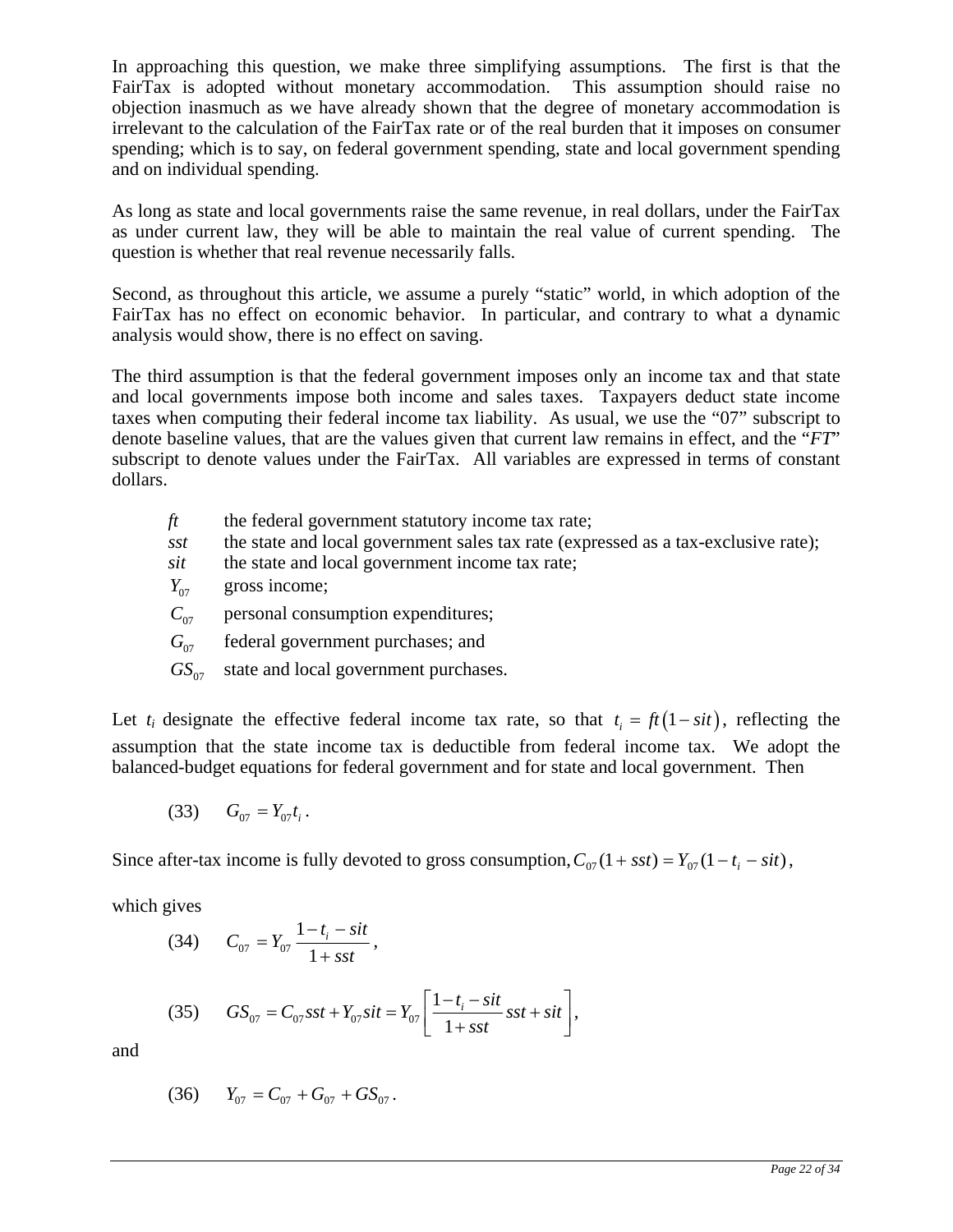In approaching this question, we make three simplifying assumptions. The first is that the FairTax is adopted without monetary accommodation. This assumption should raise no objection inasmuch as we have already shown that the degree of monetary accommodation is irrelevant to the calculation of the FairTax rate or of the real burden that it imposes on consumer spending; which is to say, on federal government spending, state and local government spending and on individual spending.

As long as state and local governments raise the same revenue, in real dollars, under the FairTax as under current law, they will be able to maintain the real value of current spending. The question is whether that real revenue necessarily falls.

Second, as throughout this article, we assume a purely "static" world, in which adoption of the FairTax has no effect on economic behavior. In particular, and contrary to what a dynamic analysis would show, there is no effect on saving.

The third assumption is that the federal government imposes only an income tax and that state and local governments impose both income and sales taxes. Taxpayers deduct state income taxes when computing their federal income tax liability. As usual, we use the "07" subscript to denote baseline values, that are the values given that current law remains in effect, and the "*FT*" subscript to denote values under the FairTax. All variables are expressed in terms of constant dollars.

- $ft$ — the federal government statutory income tax rate;
- $sst$ — the state and local government sales tax rate (expressed as a tax-exclusive rate);
- $sit$ — the state and local government income tax rate;
- $Y_{07}$ — gross income;
- $C_{07}$ — personal consumption expenditures;
- $G_{07}$ — federal government purchases; and
- $GS_{07}$ — state and local government purchases.

Let $t_i$ designate the effective federal income tax rate, so that $t_i = ft\left(1 - sit\right)$, reflecting the assumption that the state income tax is deductible from federal income tax. We adopt the balanced-budget equations for federal government and for state and local government. Then

$$(33) \qquad G_{07} = Y_{07} t_i \,.$$

Since after-tax income is fully devoted to gross consumption, $C_{07}(1 + sst) = Y_{07}(1 - t_i - sit)$,

which gives

$$(34) \qquad C_{07} = Y_{07} \frac{1 - t_i - sit}{1 + sst} \,,$$

$$(35) \qquad GS_{07} = C_{07} sst + Y_{07} sit = Y_{07} \left[ \frac{1 - t_i - sit}{1 + sst} sst + sit \right],$$

and

$$(36) \qquad Y_{07} = C_{07} + G_{07} + GS_{07} \,.$$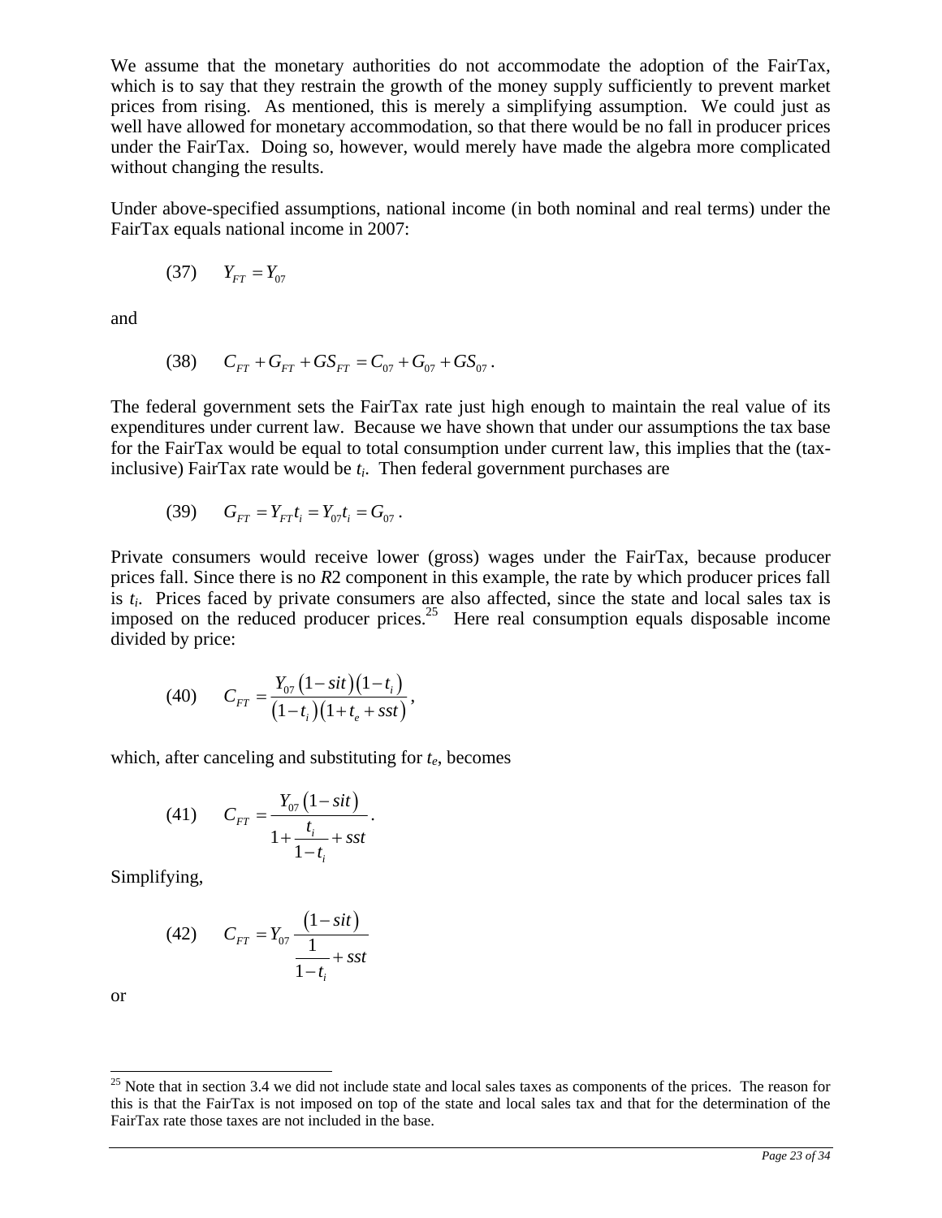We assume that the monetary authorities do not accommodate the adoption of the FairTax, which is to say that they restrain the growth of the money supply sufficiently to prevent market prices from rising. As mentioned, this is merely a simplifying assumption. We could just as well have allowed for monetary accommodation, so that there would be no fall in producer prices under the FairTax. Doing so, however, would merely have made the algebra more complicated without changing the results.

Under above-specified assumptions, national income (in both nominal and real terms) under the FairTax equals national income in 2007:

$$(37) \qquad Y_{FT} = Y_{07}$$

and

$$(38) \qquad C_{FT} + G_{FT} + GS_{FT} = C_{07} + G_{07} + GS_{07}\,.$$

The federal government sets the FairTax rate just high enough to maintain the real value of its expenditures under current law. Because we have shown that under our assumptions the tax base for the FairTax would be equal to total consumption under current law, this implies that the (tax-inclusive) FairTax rate would be $t_i$. Then federal government purchases are

$$(39) \qquad G_{FT} = Y_{FT} t_i = Y_{07} t_i = G_{07}\,.$$

Private consumers would receive lower (gross) wages under the FairTax, because producer prices fall. Since there is no *R*2 component in this example, the rate by which producer prices fall is $t_i$. Prices faced by private consumers are also affected, since the state and local sales tax is imposed on the reduced producer prices.[25] Here real consumption equals disposable income divided by price:

$$(40) \qquad C_{FT} = \frac{Y_{07}\left(1 - sit\right)\left(1 - t_i\right)}{\left(1 - t_i\right)\left(1 + t_e + sst\right)}\,,$$

which, after canceling and substituting for $t_e$, becomes

$$(41) \qquad C_{FT} = \frac{Y_{07}\left(1 - sit\right)}{1 + \dfrac{t_i}{1 - t_i} + sst}\,.$$

Simplifying,

$$(42) \qquad C_{FT} = Y_{07}\,\frac{\left(1 - sit\right)}{\dfrac{1}{1 - t_i} + sst}$$

or

[25] Note that in section 3.4 we did not include state and local sales taxes as components of the prices. The reason for this is that the FairTax is not imposed on top of the state and local sales tax and that for the determination of the FairTax rate those taxes are not included in the base.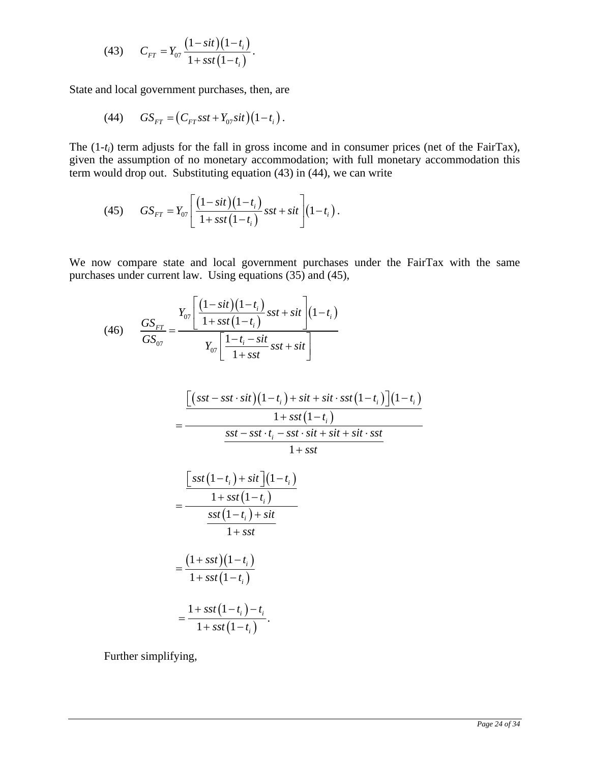$$(43) \qquad C_{FT} = Y_{07} \frac{(1-sit)(1-t_i)}{1+sst(1-t_i)}.$$

State and local government purchases, then, are

$$(44) \qquad GS_{FT} = (C_{FT}sst + Y_{07}sit)(1-t_i).$$

The $(1-t_i)$ term adjusts for the fall in gross income and in consumer prices (net of the FairTax), given the assumption of no monetary accommodation; with full monetary accommodation this term would drop out. Substituting equation (43) in (44), we can write

$$(45) \qquad GS_{FT} = Y_{07}\left[\frac{(1-sit)(1-t_i)}{1+sst(1-t_i)}sst + sit\right](1-t_i).$$

We now compare state and local government purchases under the FairTax with the same purchases under current law. Using equations (35) and (45),

$$(46) \qquad \frac{GS_{FT}}{GS_{07}} = \frac{Y_{07}\left[\frac{(1-sit)(1-t_i)}{1+sst(1-t_i)}sst + sit\right](1-t_i)}{Y_{07}\left[\frac{1-t_i-sit}{1+sst}sst + sit\right]}$$

$$= \frac{\frac{\left[(sst - sst \cdot sit)(1-t_i) + sit + sit \cdot sst(1-t_i)\right](1-t_i)}{1+sst(1-t_i)}}{\frac{sst - sst \cdot t_i - sst \cdot sit + sit + sit \cdot sst}{1+sst}}$$

$$= \frac{\frac{\left[sst(1-t_i) + sit\right](1-t_i)}{1+sst(1-t_i)}}{\frac{sst(1-t_i)+sit}{1+sst}}$$

$$= \frac{(1+sst)(1-t_i)}{1+sst(1-t_i)}$$

$$= \frac{1+sst(1-t_i)-t_i}{1+sst(1-t_i)}.$$

Further simplifying,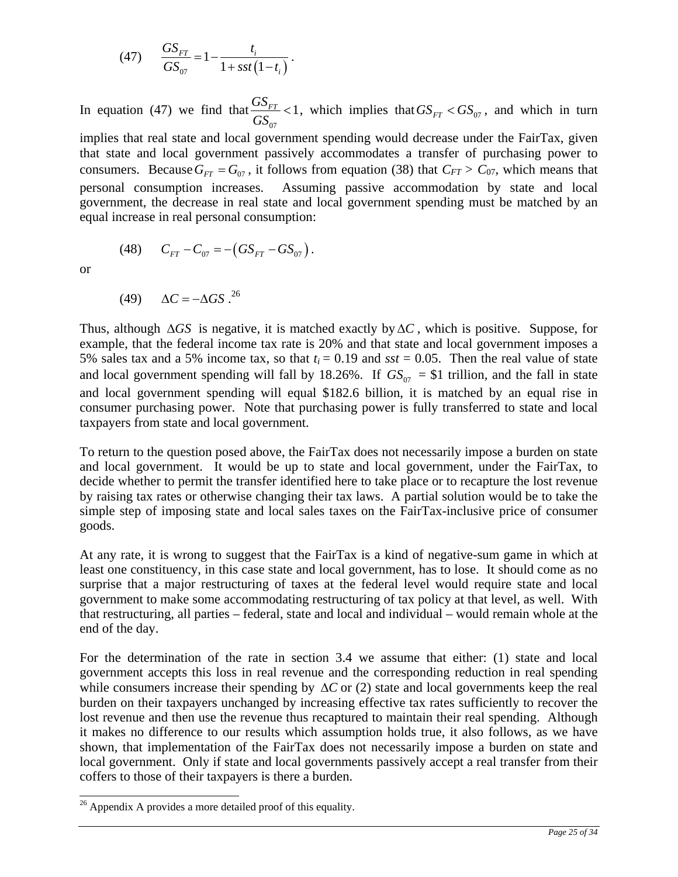$$(47) \quad \frac{GS_{FT}}{GS_{07}} = 1 - \frac{t_i}{1 + sst\left(1 - t_i\right)}.$$

In equation (47) we find that $\frac{GS_{FT}}{GS_{07}} < 1$, which implies that $GS_{FT} < GS_{07}$, and which in turn implies that real state and local government spending would decrease under the FairTax, given that state and local government passively accommodates a transfer of purchasing power to consumers. Because $G_{FT} = G_{07}$, it follows from equation (38) that $C_{FT} > C_{07}$, which means that personal consumption increases. Assuming passive accommodation by state and local government, the decrease in real state and local government spending must be matched by an equal increase in real personal consumption:

$$(48) \quad C_{FT} - C_{07} = -\left(GS_{FT} - GS_{07}\right).$$

or

$$(49) \quad \Delta C = -\Delta GS.$$ [26]

Thus, although $\Delta GS$ is negative, it is matched exactly by $\Delta C$, which is positive. Suppose, for example, that the federal income tax rate is 20% and that state and local government imposes a 5% sales tax and a 5% income tax, so that $t_i = 0.19$ and $sst = 0.05$. Then the real value of state and local government spending will fall by 18.26%. If $GS_{07}$ = \$1 trillion, and the fall in state and local government spending will equal \$182.6 billion, it is matched by an equal rise in consumer purchasing power. Note that purchasing power is fully transferred to state and local taxpayers from state and local government.

To return to the question posed above, the FairTax does not necessarily impose a burden on state and local government. It would be up to state and local government, under the FairTax, to decide whether to permit the transfer identified here to take place or to recapture the lost revenue by raising tax rates or otherwise changing their tax laws. A partial solution would be to take the simple step of imposing state and local sales taxes on the FairTax-inclusive price of consumer goods.

At any rate, it is wrong to suggest that the FairTax is a kind of negative-sum game in which at least one constituency, in this case state and local government, has to lose. It should come as no surprise that a major restructuring of taxes at the federal level would require state and local government to make some accommodating restructuring of tax policy at that level, as well. With that restructuring, all parties – federal, state and local and individual – would remain whole at the end of the day.

For the determination of the rate in section 3.4 we assume that either: (1) state and local government accepts this loss in real revenue and the corresponding reduction in real spending while consumers increase their spending by $\Delta C$ or (2) state and local governments keep the real burden on their taxpayers unchanged by increasing effective tax rates sufficiently to recover the lost revenue and then use the revenue thus recaptured to maintain their real spending. Although it makes no difference to our results which assumption holds true, it also follows, as we have shown, that implementation of the FairTax does not necessarily impose a burden on state and local government. Only if state and local governments passively accept a real transfer from their coffers to those of their taxpayers is there a burden.

---

[26] Appendix A provides a more detailed proof of this equality.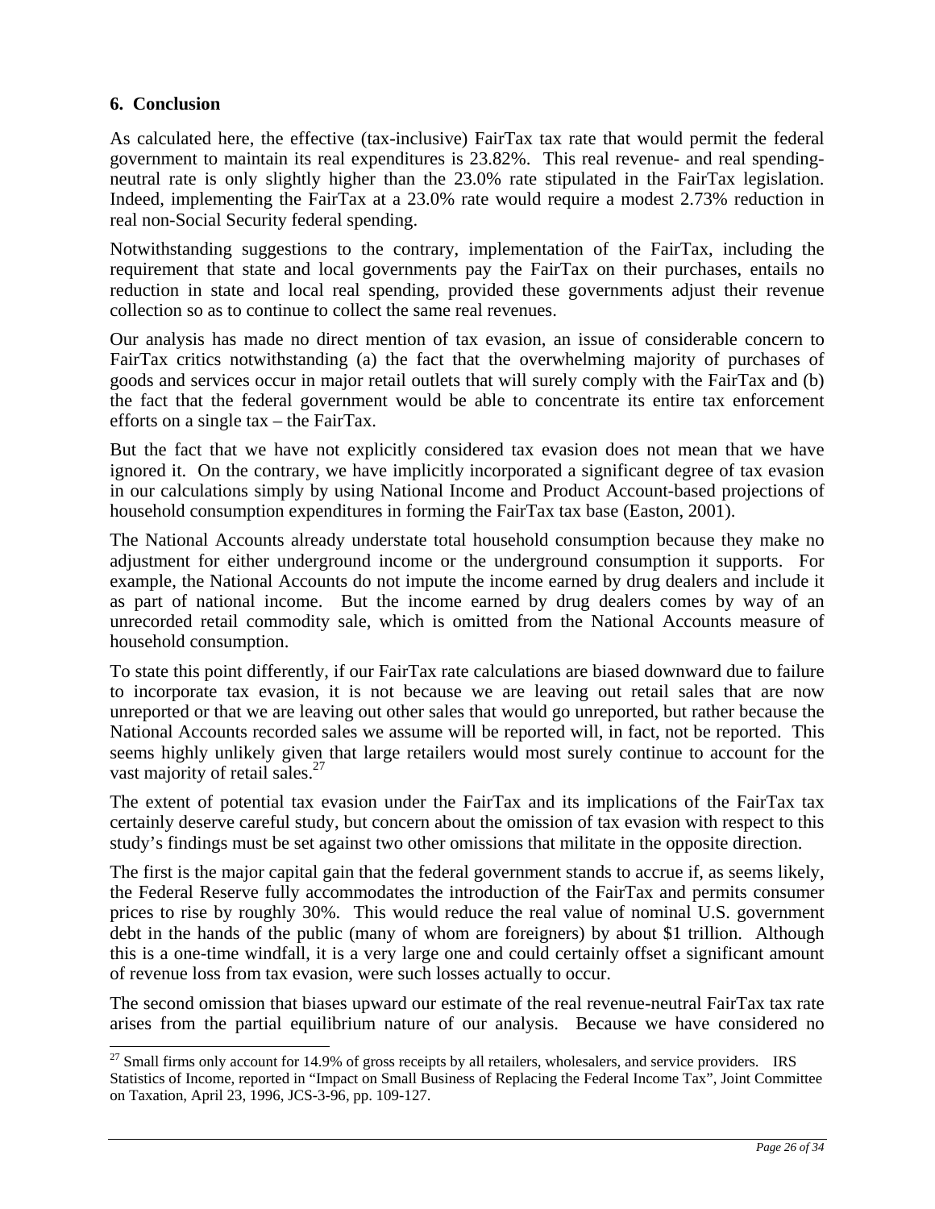## 6. Conclusion

As calculated here, the effective (tax-inclusive) FairTax tax rate that would permit the federal government to maintain its real expenditures is 23.82%. This real revenue- and real spending-neutral rate is only slightly higher than the 23.0% rate stipulated in the FairTax legislation. Indeed, implementing the FairTax at a 23.0% rate would require a modest 2.73% reduction in real non-Social Security federal spending.

Notwithstanding suggestions to the contrary, implementation of the FairTax, including the requirement that state and local governments pay the FairTax on their purchases, entails no reduction in state and local real spending, provided these governments adjust their revenue collection so as to continue to collect the same real revenues.

Our analysis has made no direct mention of tax evasion, an issue of considerable concern to FairTax critics notwithstanding (a) the fact that the overwhelming majority of purchases of goods and services occur in major retail outlets that will surely comply with the FairTax and (b) the fact that the federal government would be able to concentrate its entire tax enforcement efforts on a single tax – the FairTax.

But the fact that we have not explicitly considered tax evasion does not mean that we have ignored it. On the contrary, we have implicitly incorporated a significant degree of tax evasion in our calculations simply by using National Income and Product Account-based projections of household consumption expenditures in forming the FairTax tax base (Easton, 2001).

The National Accounts already understate total household consumption because they make no adjustment for either underground income or the underground consumption it supports. For example, the National Accounts do not impute the income earned by drug dealers and include it as part of national income. But the income earned by drug dealers comes by way of an unrecorded retail commodity sale, which is omitted from the National Accounts measure of household consumption.

To state this point differently, if our FairTax rate calculations are biased downward due to failure to incorporate tax evasion, it is not because we are leaving out retail sales that are now unreported or that we are leaving out other sales that would go unreported, but rather because the National Accounts recorded sales we assume will be reported will, in fact, not be reported. This seems highly unlikely given that large retailers would most surely continue to account for the vast majority of retail sales.[27]

The extent of potential tax evasion under the FairTax and its implications of the FairTax tax certainly deserve careful study, but concern about the omission of tax evasion with respect to this study's findings must be set against two other omissions that militate in the opposite direction.

The first is the major capital gain that the federal government stands to accrue if, as seems likely, the Federal Reserve fully accommodates the introduction of the FairTax and permits consumer prices to rise by roughly 30%. This would reduce the real value of nominal U.S. government debt in the hands of the public (many of whom are foreigners) by about \$1 trillion. Although this is a one-time windfall, it is a very large one and could certainly offset a significant amount of revenue loss from tax evasion, were such losses actually to occur.

The second omission that biases upward our estimate of the real revenue-neutral FairTax tax rate arises from the partial equilibrium nature of our analysis. Because we have considered no

[27] Small firms only account for 14.9% of gross receipts by all retailers, wholesalers, and service providers. IRS Statistics of Income, reported in "Impact on Small Business of Replacing the Federal Income Tax", Joint Committee on Taxation, April 23, 1996, JCS-3-96, pp. 109-127.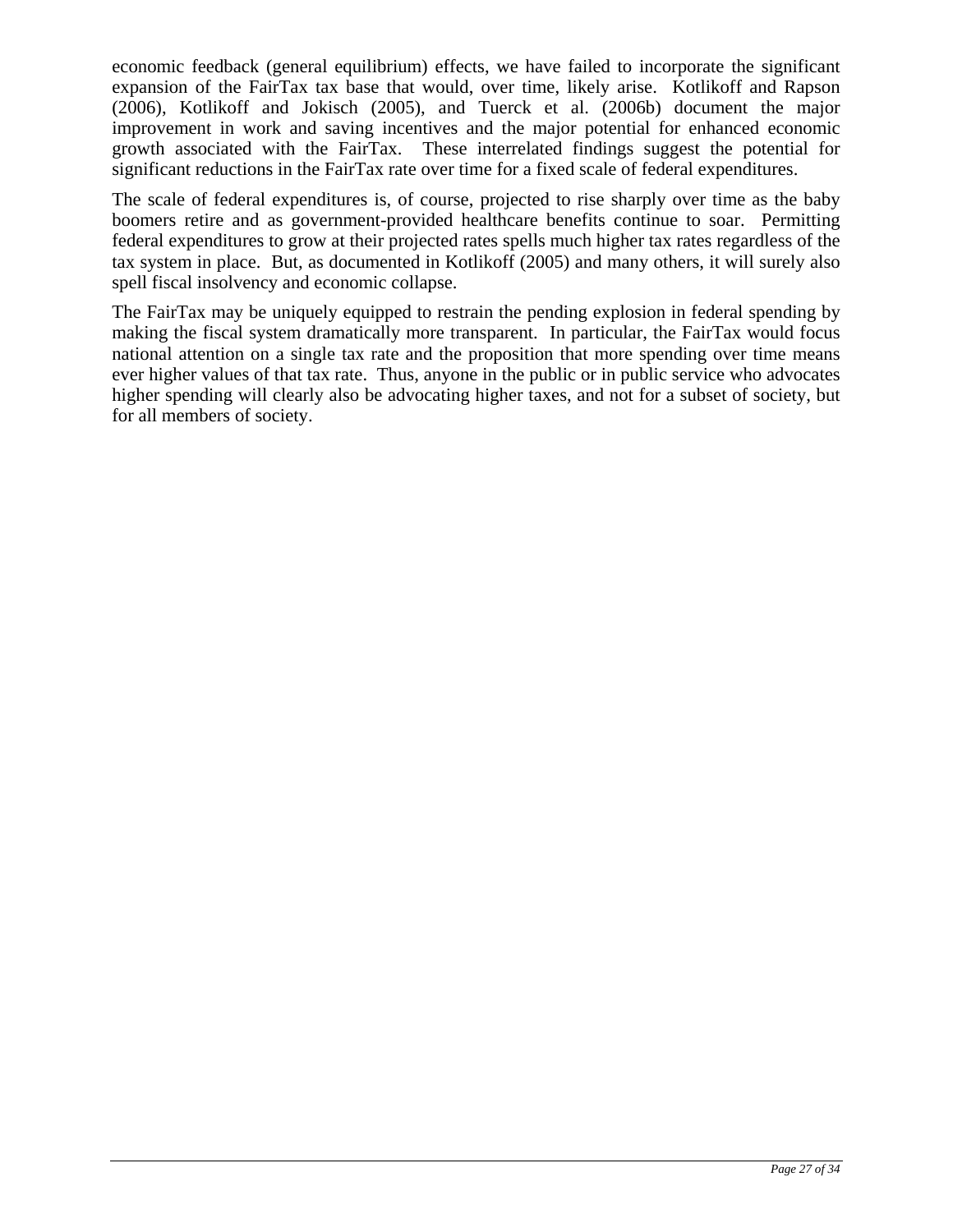economic feedback (general equilibrium) effects, we have failed to incorporate the significant expansion of the FairTax tax base that would, over time, likely arise. Kotlikoff and Rapson (2006), Kotlikoff and Jokisch (2005), and Tuerck et al. (2006b) document the major improvement in work and saving incentives and the major potential for enhanced economic growth associated with the FairTax. These interrelated findings suggest the potential for significant reductions in the FairTax rate over time for a fixed scale of federal expenditures.

The scale of federal expenditures is, of course, projected to rise sharply over time as the baby boomers retire and as government-provided healthcare benefits continue to soar. Permitting federal expenditures to grow at their projected rates spells much higher tax rates regardless of the tax system in place. But, as documented in Kotlikoff (2005) and many others, it will surely also spell fiscal insolvency and economic collapse.

The FairTax may be uniquely equipped to restrain the pending explosion in federal spending by making the fiscal system dramatically more transparent. In particular, the FairTax would focus national attention on a single tax rate and the proposition that more spending over time means ever higher values of that tax rate. Thus, anyone in the public or in public service who advocates higher spending will clearly also be advocating higher taxes, and not for a subset of society, but for all members of society.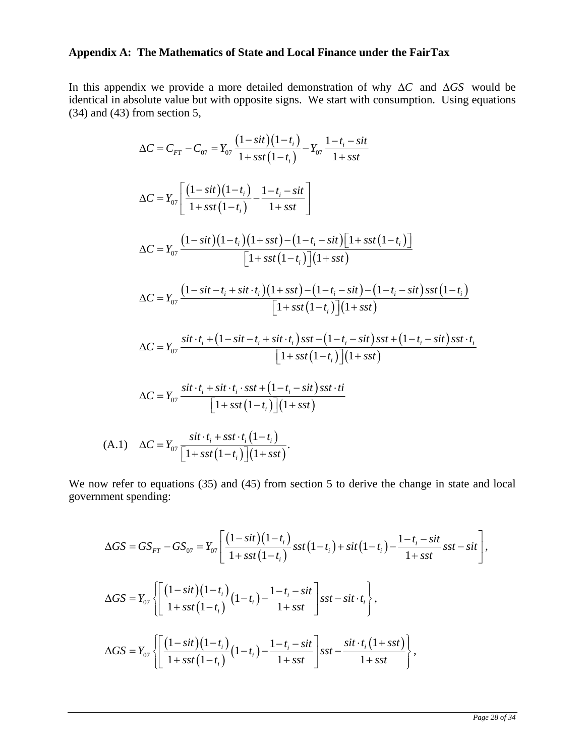## Appendix A: The Mathematics of State and Local Finance under the FairTax

In this appendix we provide a more detailed demonstration of why $\Delta C$ and $\Delta GS$ would be identical in absolute value but with opposite signs. We start with consumption. Using equations (34) and (43) from section 5,

$$\Delta C = C_{FT} - C_{07} = Y_{07}\frac{(1-sit)(1-t_i)}{1+sst(1-t_i)} - Y_{07}\frac{1-t_i-sit}{1+sst}$$

$$\Delta C = Y_{07}\left[\frac{(1-sit)(1-t_i)}{1+sst(1-t_i)} - \frac{1-t_i-sit}{1+sst}\right]$$

$$\Delta C = Y_{07}\frac{(1-sit)(1-t_i)(1+sst)-(1-t_i-sit)\left[1+sst(1-t_i)\right]}{\left[1+sst(1-t_i)\right](1+sst)}$$

$$\Delta C = Y_{07}\frac{(1-sit-t_i+sit\cdot t_i)(1+sst)-(1-t_i-sit)-(1-t_i-sit)sst(1-t_i)}{\left[1+sst(1-t_i)\right](1+sst)}$$

$$\Delta C = Y_{07}\frac{sit\cdot t_i+(1-sit-t_i+sit\cdot t_i)sst-(1-t_i-sit)sst+(1-t_i-sit)sst\cdot t_i}{\left[1+sst(1-t_i)\right](1+sst)}$$

$$\Delta C = Y_{07}\frac{sit\cdot t_i+sit\cdot t_i\cdot sst+(1-t_i-sit)sst\cdot ti}{\left[1+sst(1-t_i)\right](1+sst)}$$

$$\text{(A.1)}\quad \Delta C = Y_{07}\frac{sit\cdot t_i+sst\cdot t_i(1-t_i)}{\left[1+sst(1-t_i)\right](1+sst)}.$$

We now refer to equations (35) and (45) from section 5 to derive the change in state and local government spending:

$$\Delta GS = GS_{FT} - GS_{07} = Y_{07}\left[\frac{(1-sit)(1-t_i)}{1+sst(1-t_i)}sst(1-t_i)+sit(1-t_i)-\frac{1-t_i-sit}{1+sst}sst-sit\right],$$

$$\Delta GS = Y_{07}\left\{\left[\frac{(1-sit)(1-t_i)}{1+sst(1-t_i)}(1-t_i)-\frac{1-t_i-sit}{1+sst}\right]sst-sit\cdot t_i\right\},$$

$$\Delta GS = Y_{07}\left\{\left[\frac{(1-sit)(1-t_i)}{1+sst(1-t_i)}(1-t_i)-\frac{1-t_i-sit}{1+sst}\right]sst-\frac{sit\cdot t_i(1+sst)}{1+sst}\right\},$$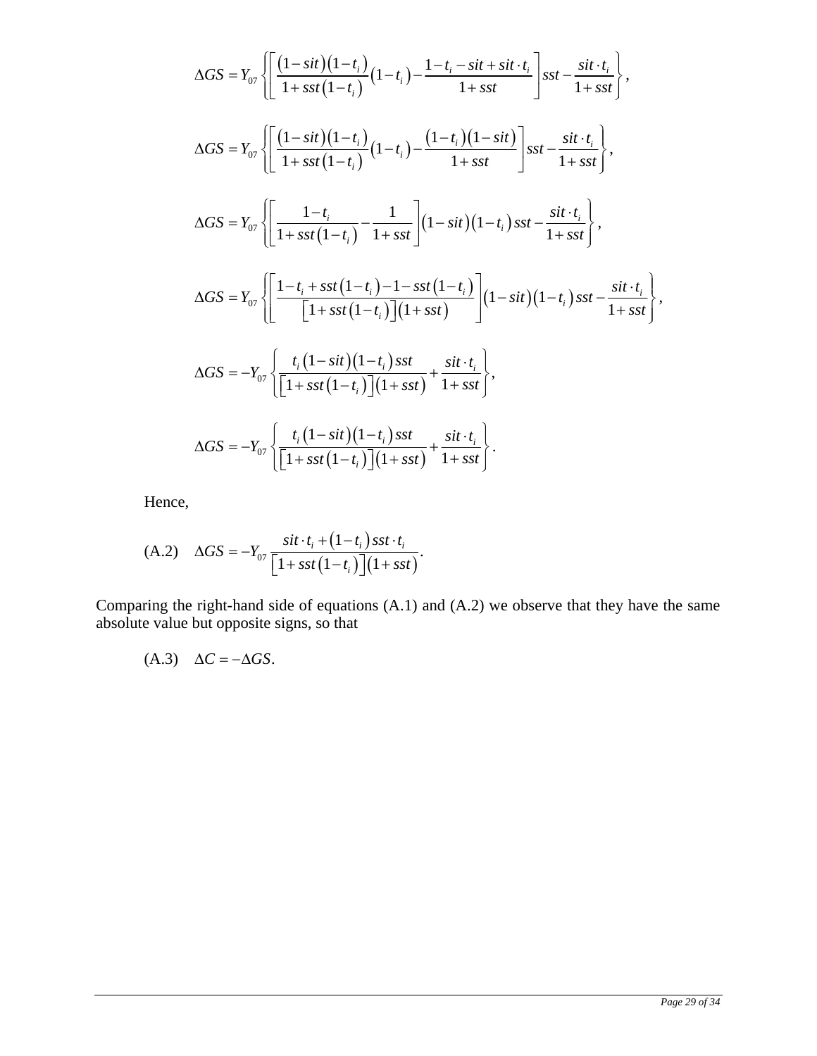$$\Delta GS = Y_{07}\left\{\left[\frac{(1-sit)(1-t_i)}{1+sst(1-t_i)}(1-t_i)-\frac{1-t_i-sit+sit\cdot t_i}{1+sst}\right]sst-\frac{sit\cdot t_i}{1+sst}\right\},$$

$$\Delta GS = Y_{07}\left\{\left[\frac{(1-sit)(1-t_i)}{1+sst(1-t_i)}(1-t_i)-\frac{(1-t_i)(1-sit)}{1+sst}\right]sst-\frac{sit\cdot t_i}{1+sst}\right\},$$

$$\Delta GS = Y_{07}\left\{\left[\frac{1-t_i}{1+sst(1-t_i)}-\frac{1}{1+sst}\right](1-sit)(1-t_i)sst-\frac{sit\cdot t_i}{1+sst}\right\},$$

$$\Delta GS = Y_{07}\left\{\left[\frac{1-t_i+sst(1-t_i)-1-sst(1-t_i)}{\left[1+sst(1-t_i)\right](1+sst)}\right](1-sit)(1-t_i)sst-\frac{sit\cdot t_i}{1+sst}\right\},$$

$$\Delta GS = -Y_{07}\left\{\frac{t_i(1-sit)(1-t_i)sst}{\left[1+sst(1-t_i)\right](1+sst)}+\frac{sit\cdot t_i}{1+sst}\right\},$$

$$\Delta GS = -Y_{07}\left\{\frac{t_i(1-sit)(1-t_i)sst}{\left[1+sst(1-t_i)\right](1+sst)}+\frac{sit\cdot t_i}{1+sst}\right\}.$$

Hence,

$$\text{(A.2)}\quad \Delta GS = -Y_{07}\frac{sit\cdot t_i+(1-t_i)sst\cdot t_i}{\left[1+sst(1-t_i)\right](1+sst)}.$$

Comparing the right-hand side of equations (A.1) and (A.2) we observe that they have the same absolute value but opposite signs, so that

$$\text{(A.3)}\quad \Delta C = -\Delta GS.$$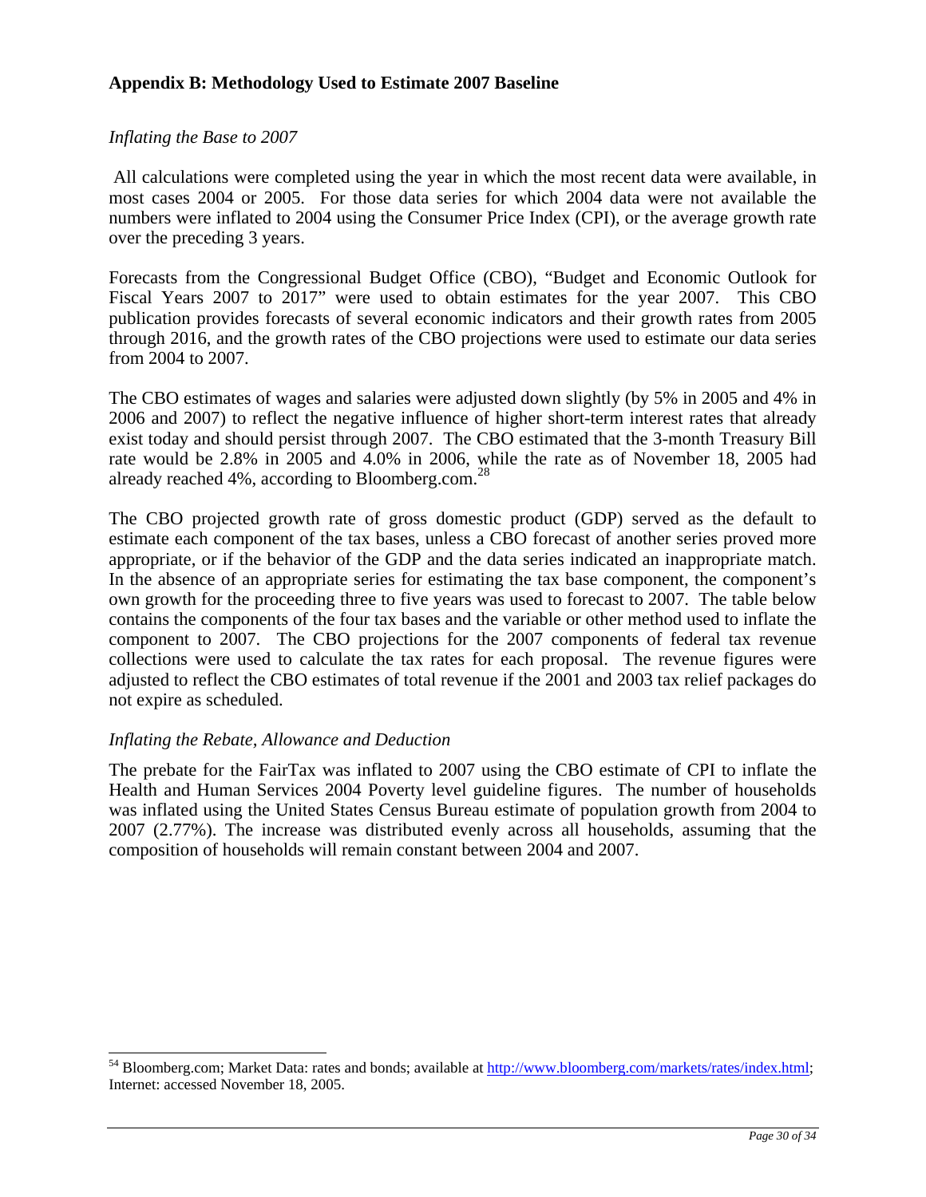## Appendix B: Methodology Used to Estimate 2007 Baseline

*Inflating the Base to 2007*

All calculations were completed using the year in which the most recent data were available, in most cases 2004 or 2005. For those data series for which 2004 data were not available the numbers were inflated to 2004 using the Consumer Price Index (CPI), or the average growth rate over the preceding 3 years.

Forecasts from the Congressional Budget Office (CBO), "Budget and Economic Outlook for Fiscal Years 2007 to 2017" were used to obtain estimates for the year 2007. This CBO publication provides forecasts of several economic indicators and their growth rates from 2005 through 2016, and the growth rates of the CBO projections were used to estimate our data series from 2004 to 2007.

The CBO estimates of wages and salaries were adjusted down slightly (by 5% in 2005 and 4% in 2006 and 2007) to reflect the negative influence of higher short-term interest rates that already exist today and should persist through 2007. The CBO estimated that the 3-month Treasury Bill rate would be 2.8% in 2005 and 4.0% in 2006, while the rate as of November 18, 2005 had already reached 4%, according to Bloomberg.com.[28]

The CBO projected growth rate of gross domestic product (GDP) served as the default to estimate each component of the tax bases, unless a CBO forecast of another series proved more appropriate, or if the behavior of the GDP and the data series indicated an inappropriate match. In the absence of an appropriate series for estimating the tax base component, the component's own growth for the proceeding three to five years was used to forecast to 2007. The table below contains the components of the four tax bases and the variable or other method used to inflate the component to 2007. The CBO projections for the 2007 components of federal tax revenue collections were used to calculate the tax rates for each proposal. The revenue figures were adjusted to reflect the CBO estimates of total revenue if the 2001 and 2003 tax relief packages do not expire as scheduled.

*Inflating the Rebate, Allowance and Deduction*

The prebate for the FairTax was inflated to 2007 using the CBO estimate of CPI to inflate the Health and Human Services 2004 Poverty level guideline figures. The number of households was inflated using the United States Census Bureau estimate of population growth from 2004 to 2007 (2.77%). The increase was distributed evenly across all households, assuming that the composition of households will remain constant between 2004 and 2007.

---

[54] Bloomberg.com; Market Data: rates and bonds; available at http://www.bloomberg.com/markets/rates/index.html; Internet: accessed November 18, 2005.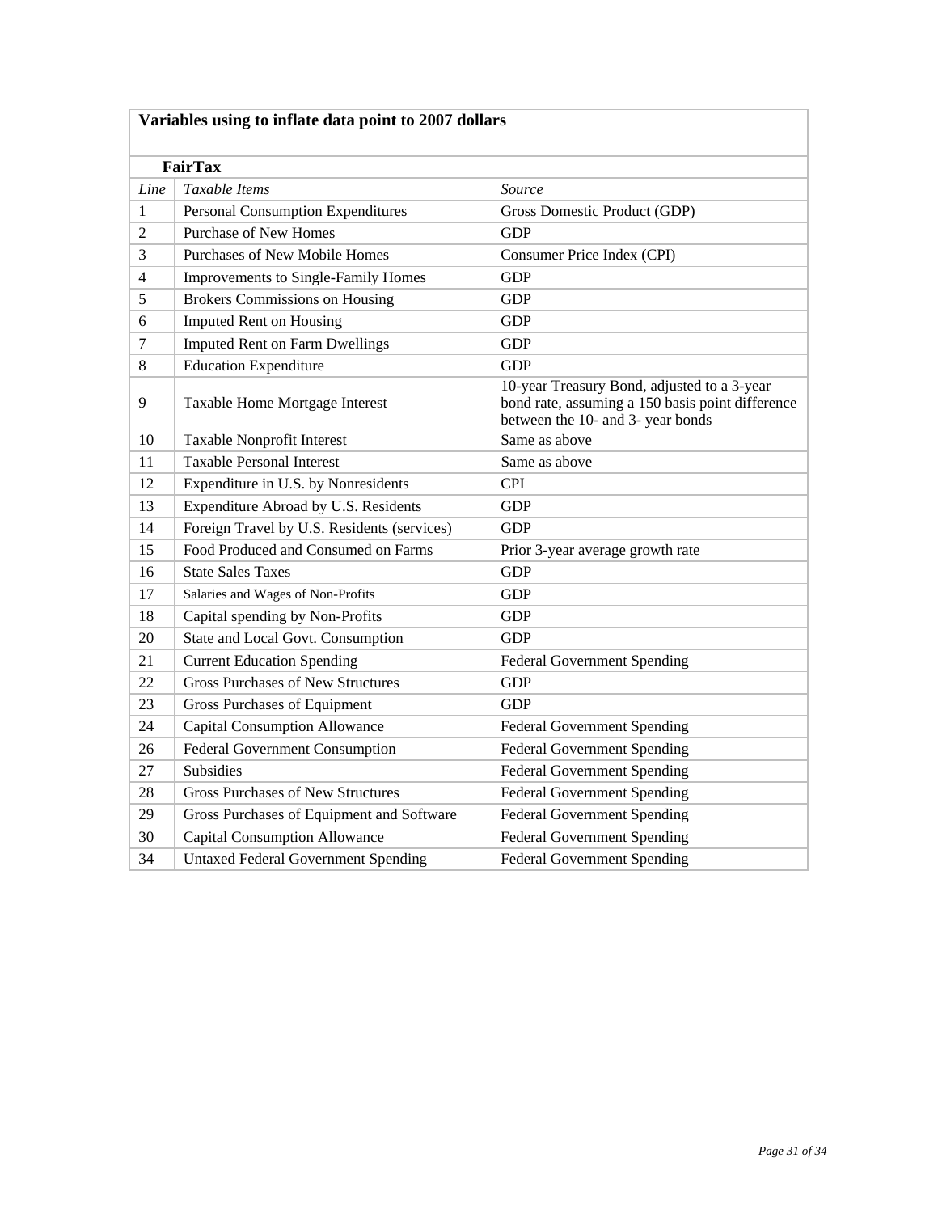**Variables using to inflate data point to 2007 dollars**

**FairTax**

| *Line* | *Taxable Items* | *Source* |
|---|---|---|
| 1 | Personal Consumption Expenditures | Gross Domestic Product (GDP) |
| 2 | Purchase of New Homes | GDP |
| 3 | Purchases of New Mobile Homes | Consumer Price Index (CPI) |
| 4 | Improvements to Single-Family Homes | GDP |
| 5 | Brokers Commissions on Housing | GDP |
| 6 | Imputed Rent on Housing | GDP |
| 7 | Imputed Rent on Farm Dwellings | GDP |
| 8 | Education Expenditure | GDP |
| 9 | Taxable Home Mortgage Interest | 10-year Treasury Bond, adjusted to a 3-year bond rate, assuming a 150 basis point difference between the 10- and 3- year bonds |
| 10 | Taxable Nonprofit Interest | Same as above |
| 11 | Taxable Personal Interest | Same as above |
| 12 | Expenditure in U.S. by Nonresidents | CPI |
| 13 | Expenditure Abroad by U.S. Residents | GDP |
| 14 | Foreign Travel by U.S. Residents (services) | GDP |
| 15 | Food Produced and Consumed on Farms | Prior 3-year average growth rate |
| 16 | State Sales Taxes | GDP |
| 17 | Salaries and Wages of Non-Profits | GDP |
| 18 | Capital spending by Non-Profits | GDP |
| 20 | State and Local Govt. Consumption | GDP |
| 21 | Current Education Spending | Federal Government Spending |
| 22 | Gross Purchases of New Structures | GDP |
| 23 | Gross Purchases of Equipment | GDP |
| 24 | Capital Consumption Allowance | Federal Government Spending |
| 26 | Federal Government Consumption | Federal Government Spending |
| 27 | Subsidies | Federal Government Spending |
| 28 | Gross Purchases of New Structures | Federal Government Spending |
| 29 | Gross Purchases of Equipment and Software | Federal Government Spending |
| 30 | Capital Consumption Allowance | Federal Government Spending |
| 34 | Untaxed Federal Government Spending | Federal Government Spending |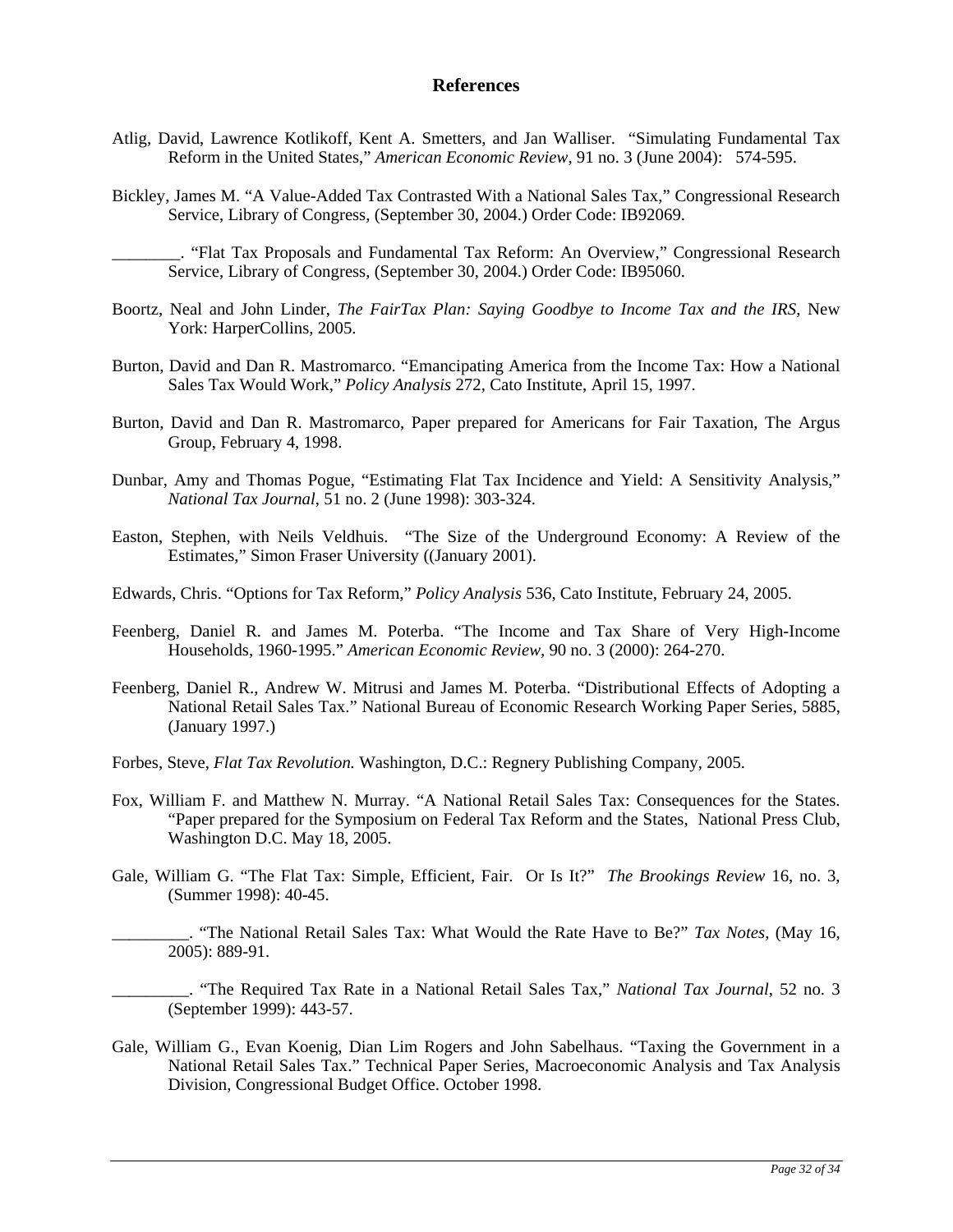## References

Atlig, David, Lawrence Kotlikoff, Kent A. Smetters, and Jan Walliser. "Simulating Fundamental Tax Reform in the United States," *American Economic Review,* 91 no. 3 (June 2004): 574-595.

Bickley, James M. "A Value-Added Tax Contrasted With a National Sales Tax," Congressional Research Service, Library of Congress, (September 30, 2004.) Order Code: IB92069.

________. "Flat Tax Proposals and Fundamental Tax Reform: An Overview," Congressional Research Service, Library of Congress, (September 30, 2004.) Order Code: IB95060.

Boortz, Neal and John Linder, *The FairTax Plan: Saying Goodbye to Income Tax and the IRS*, New York: HarperCollins, 2005.

Burton, David and Dan R. Mastromarco. "Emancipating America from the Income Tax: How a National Sales Tax Would Work," *Policy Analysis* 272, Cato Institute, April 15, 1997.

Burton, David and Dan R. Mastromarco, Paper prepared for Americans for Fair Taxation, The Argus Group, February 4, 1998.

Dunbar, Amy and Thomas Pogue, "Estimating Flat Tax Incidence and Yield: A Sensitivity Analysis," *National Tax Journal*, 51 no. 2 (June 1998): 303-324.

Easton, Stephen, with Neils Veldhuis. "The Size of the Underground Economy: A Review of the Estimates," Simon Fraser University ((January 2001).

Edwards, Chris. "Options for Tax Reform," *Policy Analysis* 536, Cato Institute, February 24, 2005.

Feenberg, Daniel R. and James M. Poterba. "The Income and Tax Share of Very High-Income Households, 1960-1995." *American Economic Review,* 90 no. 3 (2000): 264-270.

Feenberg, Daniel R., Andrew W. Mitrusi and James M. Poterba. "Distributional Effects of Adopting a National Retail Sales Tax." National Bureau of Economic Research Working Paper Series, 5885, (January 1997.)

Forbes, Steve, *Flat Tax Revolution.* Washington, D.C.: Regnery Publishing Company, 2005.

Fox, William F. and Matthew N. Murray. "A National Retail Sales Tax: Consequences for the States. "Paper prepared for the Symposium on Federal Tax Reform and the States, National Press Club, Washington D.C. May 18, 2005.

Gale, William G. "The Flat Tax: Simple, Efficient, Fair. Or Is It?" *The Brookings Review* 16, no. 3, (Summer 1998): 40-45.

_________. "The National Retail Sales Tax: What Would the Rate Have to Be?" *Tax Notes*, (May 16, 2005): 889-91.

_________. "The Required Tax Rate in a National Retail Sales Tax," *National Tax Journal,* 52 no. 3 (September 1999): 443-57.

Gale, William G., Evan Koenig, Dian Lim Rogers and John Sabelhaus. "Taxing the Government in a National Retail Sales Tax." Technical Paper Series, Macroeconomic Analysis and Tax Analysis Division, Congressional Budget Office. October 1998.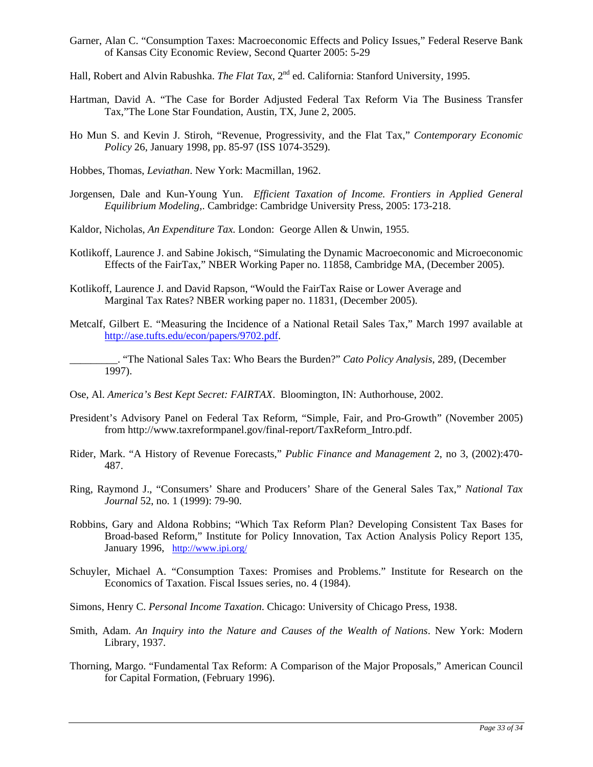Garner, Alan C. "Consumption Taxes: Macroeconomic Effects and Policy Issues," Federal Reserve Bank of Kansas City Economic Review, Second Quarter 2005: 5-29

Hall, Robert and Alvin Rabushka. *The Flat Tax*, 2nd ed. California: Stanford University, 1995.

Hartman, David A. "The Case for Border Adjusted Federal Tax Reform Via The Business Transfer Tax,"The Lone Star Foundation, Austin, TX, June 2, 2005.

Ho Mun S. and Kevin J. Stiroh, "Revenue, Progressivity, and the Flat Tax," *Contemporary Economic Policy* 26, January 1998, pp. 85-97 (ISS 1074-3529).

Hobbes, Thomas, *Leviathan*. New York: Macmillan, 1962.

Jorgensen, Dale and Kun-Young Yun. *Efficient Taxation of Income. Frontiers in Applied General Equilibrium Modeling,*. Cambridge: Cambridge University Press, 2005: 173-218.

Kaldor, Nicholas, *An Expenditure Tax.* London: George Allen & Unwin, 1955.

Kotlikoff, Laurence J. and Sabine Jokisch, "Simulating the Dynamic Macroeconomic and Microeconomic Effects of the FairTax," NBER Working Paper no. 11858, Cambridge MA, (December 2005).

Kotlikoff, Laurence J. and David Rapson, "Would the FairTax Raise or Lower Average and Marginal Tax Rates? NBER working paper no. 11831, (December 2005).

Metcalf, Gilbert E. "Measuring the Incidence of a National Retail Sales Tax," March 1997 available at http://ase.tufts.edu/econ/papers/9702.pdf.

_________. "The National Sales Tax: Who Bears the Burden?" *Cato Policy Analysis*, 289, (December 1997).

Ose, Al. *America's Best Kept Secret: FAIRTAX*. Bloomington, IN: Authorhouse, 2002.

President's Advisory Panel on Federal Tax Reform, "Simple, Fair, and Pro-Growth" (November 2005) from http://www.taxreformpanel.gov/final-report/TaxReform_Intro.pdf.

Rider, Mark. "A History of Revenue Forecasts," *Public Finance and Management* 2, no 3, (2002):470-487.

Ring, Raymond J., "Consumers' Share and Producers' Share of the General Sales Tax," *National Tax Journal* 52, no. 1 (1999): 79-90.

Robbins, Gary and Aldona Robbins; "Which Tax Reform Plan? Developing Consistent Tax Bases for Broad-based Reform," Institute for Policy Innovation, Tax Action Analysis Policy Report 135, January 1996, http://www.ipi.org/

Schuyler, Michael A. "Consumption Taxes: Promises and Problems." Institute for Research on the Economics of Taxation. Fiscal Issues series, no. 4 (1984).

Simons, Henry C. *Personal Income Taxation*. Chicago: University of Chicago Press, 1938.

Smith, Adam. *An Inquiry into the Nature and Causes of the Wealth of Nations*. New York: Modern Library, 1937.

Thorning, Margo. "Fundamental Tax Reform: A Comparison of the Major Proposals," American Council for Capital Formation, (February 1996).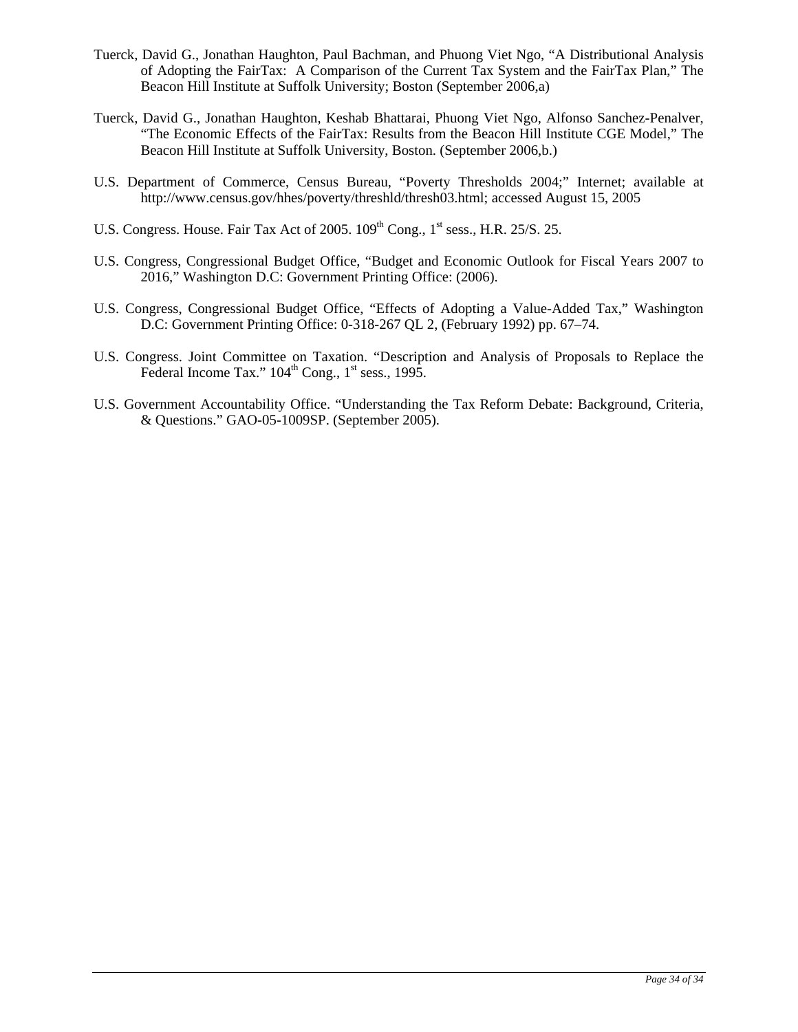Tuerck, David G., Jonathan Haughton, Paul Bachman, and Phuong Viet Ngo, "A Distributional Analysis of Adopting the FairTax: A Comparison of the Current Tax System and the FairTax Plan," The Beacon Hill Institute at Suffolk University; Boston (September 2006,a)

Tuerck, David G., Jonathan Haughton, Keshab Bhattarai, Phuong Viet Ngo, Alfonso Sanchez-Penalver, "The Economic Effects of the FairTax: Results from the Beacon Hill Institute CGE Model," The Beacon Hill Institute at Suffolk University, Boston. (September 2006,b.)

U.S. Department of Commerce, Census Bureau, "Poverty Thresholds 2004;" Internet; available at http://www.census.gov/hhes/poverty/threshld/thresh03.html; accessed August 15, 2005

U.S. Congress. House. Fair Tax Act of 2005. 109th Cong., 1st sess., H.R. 25/S. 25.

U.S. Congress, Congressional Budget Office, "Budget and Economic Outlook for Fiscal Years 2007 to 2016," Washington D.C: Government Printing Office: (2006).

U.S. Congress, Congressional Budget Office, "Effects of Adopting a Value-Added Tax," Washington D.C: Government Printing Office: 0-318-267 QL 2, (February 1992) pp. 67–74.

U.S. Congress. Joint Committee on Taxation. "Description and Analysis of Proposals to Replace the Federal Income Tax." 104th Cong., 1st sess., 1995.

U.S. Government Accountability Office. "Understanding the Tax Reform Debate: Background, Criteria, & Questions." GAO-05-1009SP. (September 2005).